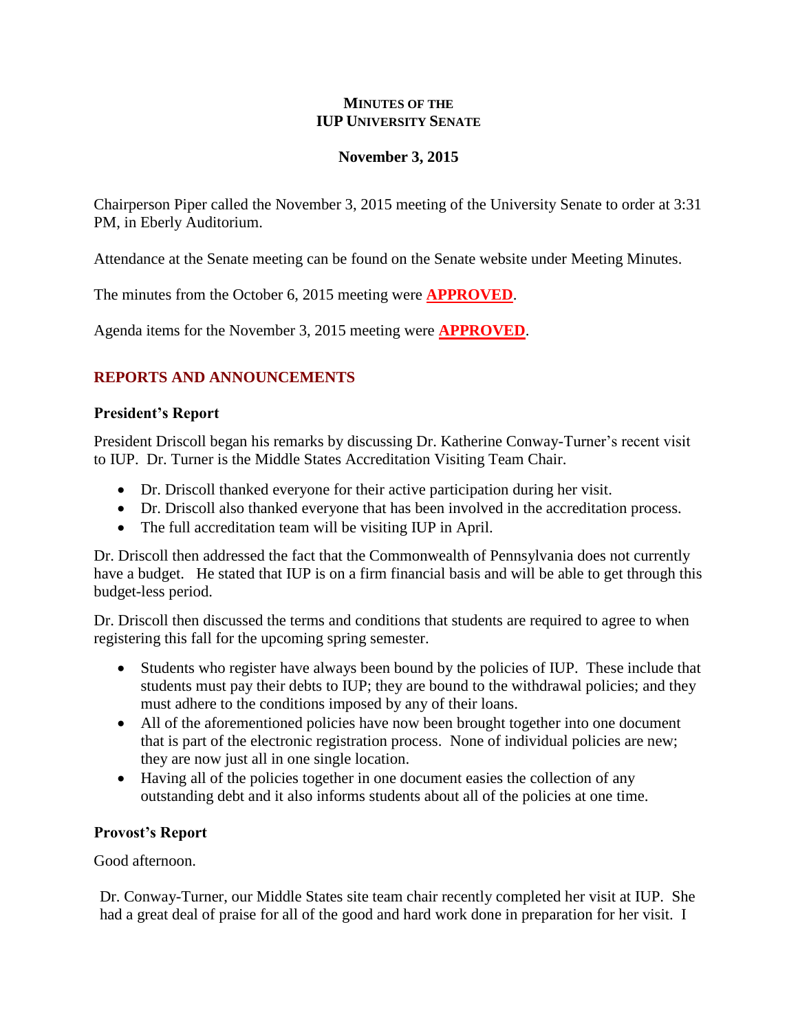# MINUTES OF THE IUP UNIVERSITY SENATE

**November 3, 2015**

Chairperson Piper called the November 3, 2015 meeting of the University Senate to order at 3:31 PM, in Eberly Auditorium.

Attendance at the Senate meeting can be found on the Senate website under Meeting Minutes.

The minutes from the October 6, 2015 meeting were **APPROVED**.

Agenda items for the November 3, 2015 meeting were **APPROVED**.

## REPORTS AND ANNOUNCEMENTS

### President's Report

President Driscoll began his remarks by discussing Dr. Katherine Conway-Turner's recent visit to IUP. Dr. Turner is the Middle States Accreditation Visiting Team Chair.

- Dr. Driscoll thanked everyone for their active participation during her visit.
- Dr. Driscoll also thanked everyone that has been involved in the accreditation process.
- The full accreditation team will be visiting IUP in April.

Dr. Driscoll then addressed the fact that the Commonwealth of Pennsylvania does not currently have a budget. He stated that IUP is on a firm financial basis and will be able to get through this budget-less period.

Dr. Driscoll then discussed the terms and conditions that students are required to agree to when registering this fall for the upcoming spring semester.

- Students who register have always been bound by the policies of IUP. These include that students must pay their debts to IUP; they are bound to the withdrawal policies; and they must adhere to the conditions imposed by any of their loans.
- All of the aforementioned policies have now been brought together into one document that is part of the electronic registration process. None of individual policies are new; they are now just all in one single location.
- Having all of the policies together in one document easies the collection of any outstanding debt and it also informs students about all of the policies at one time.

### Provost's Report

Good afternoon.

Dr. Conway-Turner, our Middle States site team chair recently completed her visit at IUP. She had a great deal of praise for all of the good and hard work done in preparation for her visit. I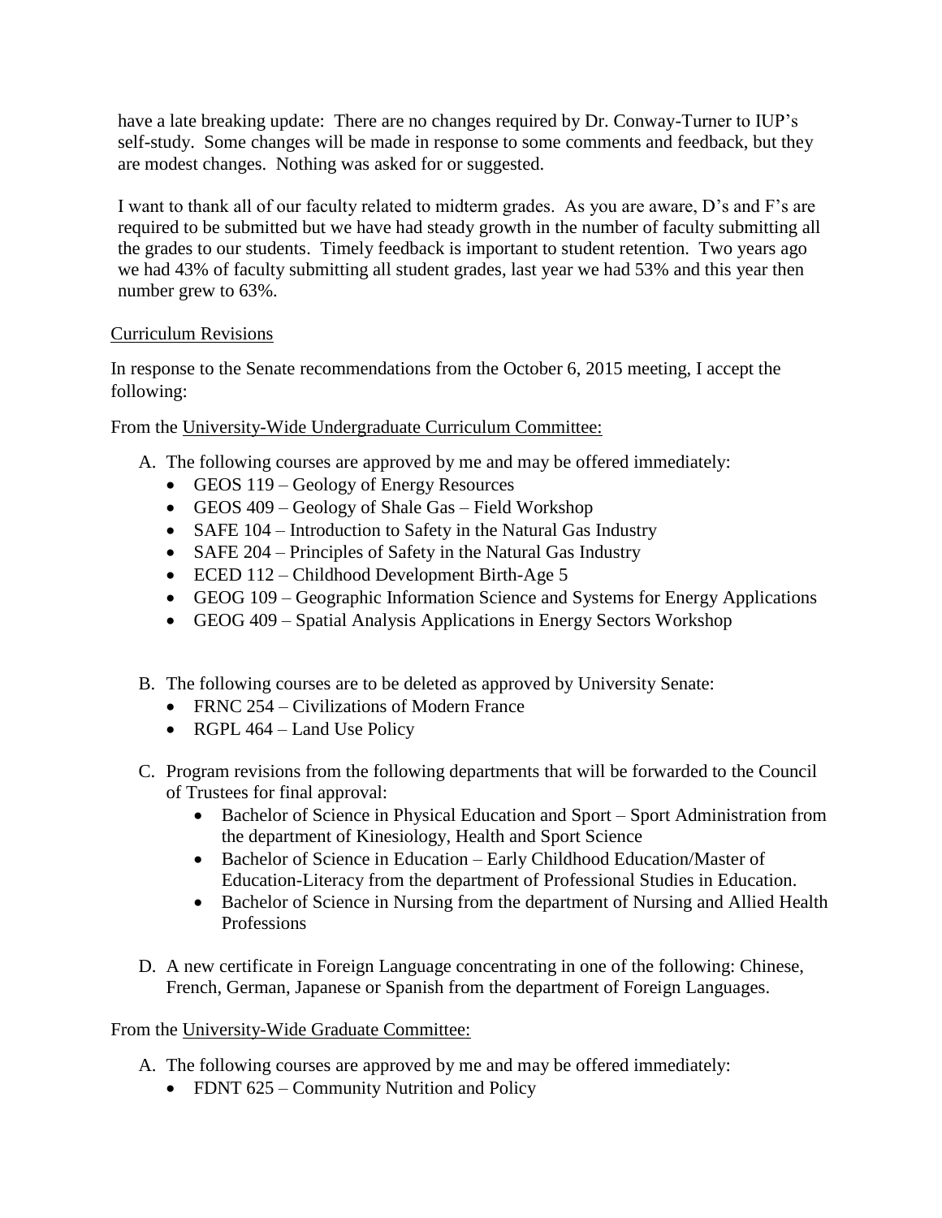have a late breaking update: There are no changes required by Dr. Conway-Turner to IUP's self-study. Some changes will be made in response to some comments and feedback, but they are modest changes. Nothing was asked for or suggested.

I want to thank all of our faculty related to midterm grades. As you are aware, D's and F's are required to be submitted but we have had steady growth in the number of faculty submitting all the grades to our students. Timely feedback is important to student retention. Two years ago we had 43% of faculty submitting all student grades, last year we had 53% and this year then number grew to 63%.

Curriculum Revisions

In response to the Senate recommendations from the October 6, 2015 meeting, I accept the following:

From the University-Wide Undergraduate Curriculum Committee:

A. The following courses are approved by me and may be offered immediately:
   - GEOS 119 – Geology of Energy Resources
   - GEOS 409 – Geology of Shale Gas – Field Workshop
   - SAFE 104 – Introduction to Safety in the Natural Gas Industry
   - SAFE 204 – Principles of Safety in the Natural Gas Industry
   - ECED 112 – Childhood Development Birth-Age 5
   - GEOG 109 – Geographic Information Science and Systems for Energy Applications
   - GEOG 409 – Spatial Analysis Applications in Energy Sectors Workshop

B. The following courses are to be deleted as approved by University Senate:
   - FRNC 254 – Civilizations of Modern France
   - RGPL 464 – Land Use Policy

C. Program revisions from the following departments that will be forwarded to the Council of Trustees for final approval:
   - Bachelor of Science in Physical Education and Sport – Sport Administration from the department of Kinesiology, Health and Sport Science
   - Bachelor of Science in Education – Early Childhood Education/Master of Education-Literacy from the department of Professional Studies in Education.
   - Bachelor of Science in Nursing from the department of Nursing and Allied Health Professions

D. A new certificate in Foreign Language concentrating in one of the following: Chinese, French, German, Japanese or Spanish from the department of Foreign Languages.

From the University-Wide Graduate Committee:

A. The following courses are approved by me and may be offered immediately:
   - FDNT 625 – Community Nutrition and Policy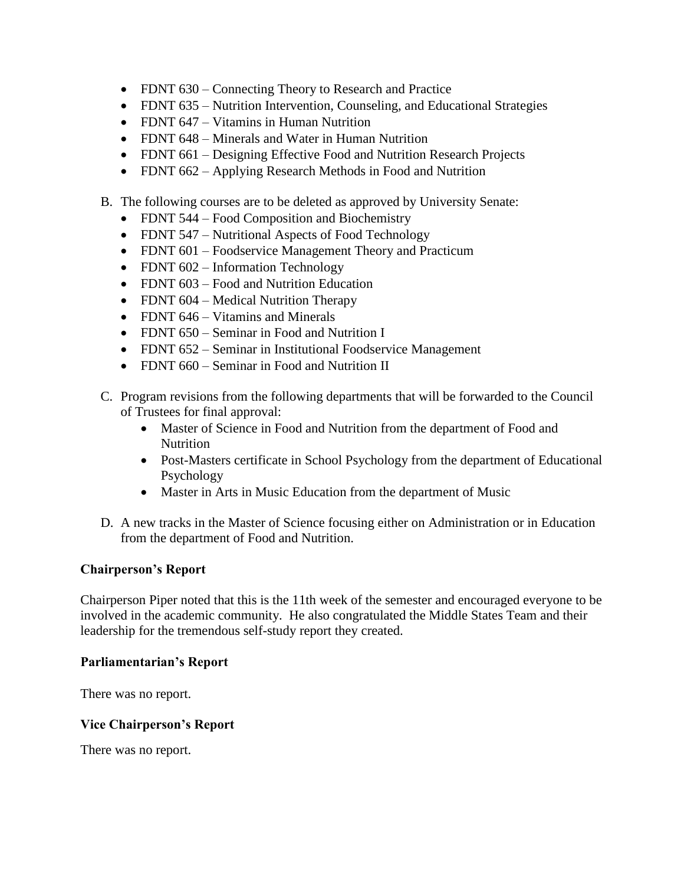- FDNT 630 – Connecting Theory to Research and Practice
- FDNT 635 – Nutrition Intervention, Counseling, and Educational Strategies
- FDNT 647 – Vitamins in Human Nutrition
- FDNT 648 – Minerals and Water in Human Nutrition
- FDNT 661 – Designing Effective Food and Nutrition Research Projects
- FDNT 662 – Applying Research Methods in Food and Nutrition

B. The following courses are to be deleted as approved by University Senate:
  - FDNT 544 – Food Composition and Biochemistry
  - FDNT 547 – Nutritional Aspects of Food Technology
  - FDNT 601 – Foodservice Management Theory and Practicum
  - FDNT 602 – Information Technology
  - FDNT 603 – Food and Nutrition Education
  - FDNT 604 – Medical Nutrition Therapy
  - FDNT 646 – Vitamins and Minerals
  - FDNT 650 – Seminar in Food and Nutrition I
  - FDNT 652 – Seminar in Institutional Foodservice Management
  - FDNT 660 – Seminar in Food and Nutrition II

C. Program revisions from the following departments that will be forwarded to the Council of Trustees for final approval:
  - Master of Science in Food and Nutrition from the department of Food and Nutrition
  - Post-Masters certificate in School Psychology from the department of Educational Psychology
  - Master in Arts in Music Education from the department of Music

D. A new tracks in the Master of Science focusing either on Administration or in Education from the department of Food and Nutrition.

**Chairperson's Report**

Chairperson Piper noted that this is the 11th week of the semester and encouraged everyone to be involved in the academic community. He also congratulated the Middle States Team and their leadership for the tremendous self-study report they created.

**Parliamentarian's Report**

There was no report.

**Vice Chairperson's Report**

There was no report.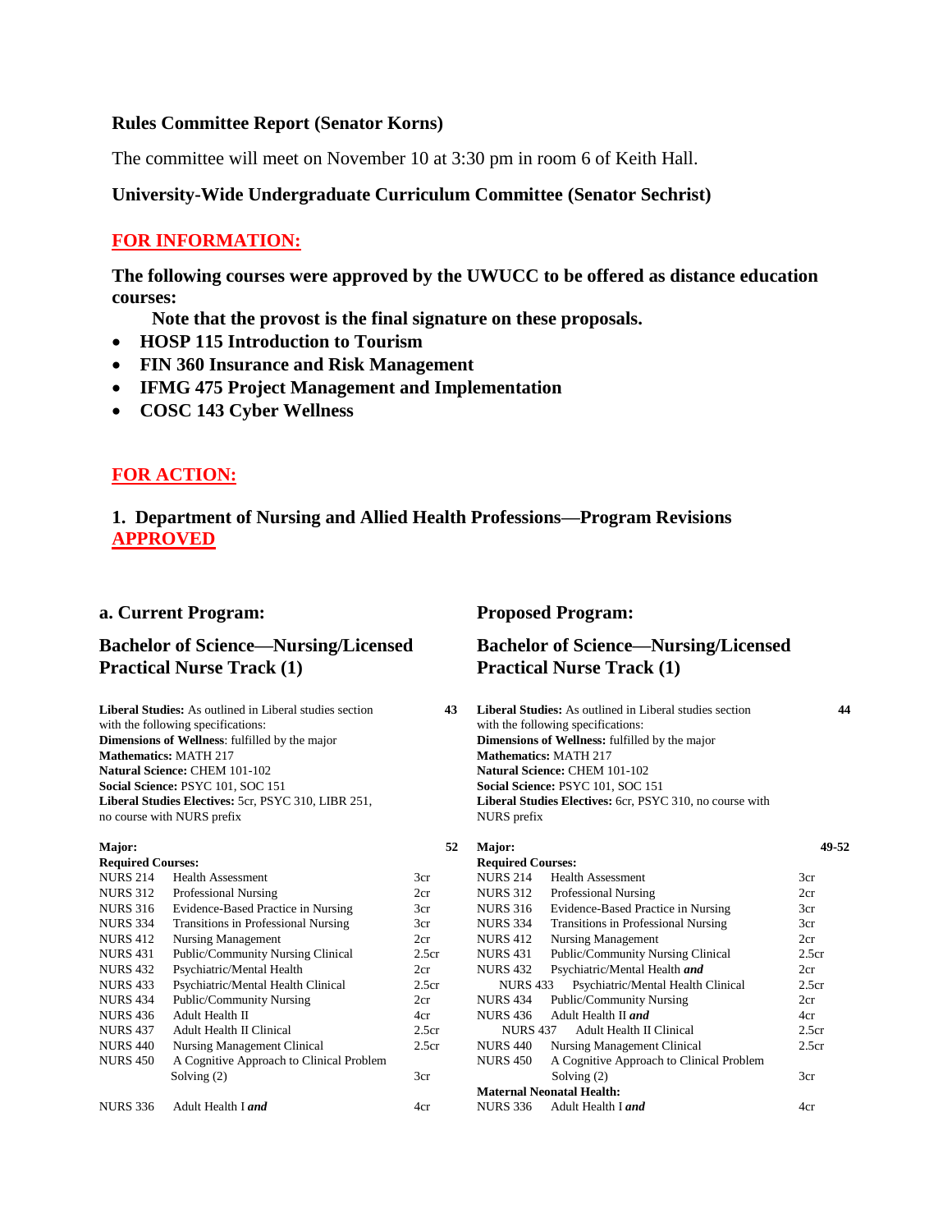**Rules Committee Report (Senator Korns)**

The committee will meet on November 10 at 3:30 pm in room 6 of Keith Hall.

**University-Wide Undergraduate Curriculum Committee (Senator Sechrist)**

**FOR INFORMATION:**

**The following courses were approved by the UWUCC to be offered as distance education courses:**

**Note that the provost is the final signature on these proposals.**

- **HOSP 115 Introduction to Tourism**
- **FIN 360 Insurance and Risk Management**
- **IFMG 475 Project Management and Implementation**
- **COSC 143 Cyber Wellness**

**FOR ACTION:**

**1. Department of Nursing and Allied Health Professions—Program Revisions**
**APPROVED**

### a. Current Program:

### Bachelor of Science—Nursing/Licensed Practical Nurse Track (1)

**Liberal Studies:** As outlined in Liberal studies section with the following specifications: **43**
**Dimensions of Wellness**: fulfilled by the major
**Mathematics:** MATH 217
**Natural Science:** CHEM 101-102
**Social Science:** PSYC 101, SOC 151
**Liberal Studies Electives:** 5cr, PSYC 310, LIBR 251, no course with NURS prefix

**Major:** **52**
**Required Courses:**

| | | |
|---|---|---|
| NURS 214 | Health Assessment | 3cr |
| NURS 312 | Professional Nursing | 2cr |
| NURS 316 | Evidence-Based Practice in Nursing | 3cr |
| NURS 334 | Transitions in Professional Nursing | 3cr |
| NURS 412 | Nursing Management | 2cr |
| NURS 431 | Public/Community Nursing Clinical | 2.5cr |
| NURS 432 | Psychiatric/Mental Health | 2cr |
| NURS 433 | Psychiatric/Mental Health Clinical | 2.5cr |
| NURS 434 | Public/Community Nursing | 2cr |
| NURS 436 | Adult Health II | 4cr |
| NURS 437 | Adult Health II Clinical | 2.5cr |
| NURS 440 | Nursing Management Clinical | 2.5cr |
| NURS 450 | A Cognitive Approach to Clinical Problem Solving (2) | 3cr |
| NURS 336 | Adult Health I ***and*** | 4cr |

### Proposed Program:

### Bachelor of Science—Nursing/Licensed Practical Nurse Track (1)

**Liberal Studies:** As outlined in Liberal studies section with the following specifications: **44**
**Dimensions of Wellness:** fulfilled by the major
**Mathematics:** MATH 217
**Natural Science:** CHEM 101-102
**Social Science:** PSYC 101, SOC 151
**Liberal Studies Electives:** 6cr, PSYC 310, no course with NURS prefix

**Major:** **49-52**
**Required Courses:**

| | | |
|---|---|---|
| NURS 214 | Health Assessment | 3cr |
| NURS 312 | Professional Nursing | 2cr |
| NURS 316 | Evidence-Based Practice in Nursing | 3cr |
| NURS 334 | Transitions in Professional Nursing | 3cr |
| NURS 412 | Nursing Management | 2cr |
| NURS 431 | Public/Community Nursing Clinical | 2.5cr |
| NURS 432 | Psychiatric/Mental Health ***and*** | 2cr |
| NURS 433 | Psychiatric/Mental Health Clinical | 2.5cr |
| NURS 434 | Public/Community Nursing | 2cr |
| NURS 436 | Adult Health II ***and*** | 4cr |
| NURS 437 | Adult Health II Clinical | 2.5cr |
| NURS 440 | Nursing Management Clinical | 2.5cr |
| NURS 450 | A Cognitive Approach to Clinical Problem Solving (2) | 3cr |

**Maternal Neonatal Health:**

| | | |
|---|---|---|
| NURS 336 | Adult Health I ***and*** | 4cr |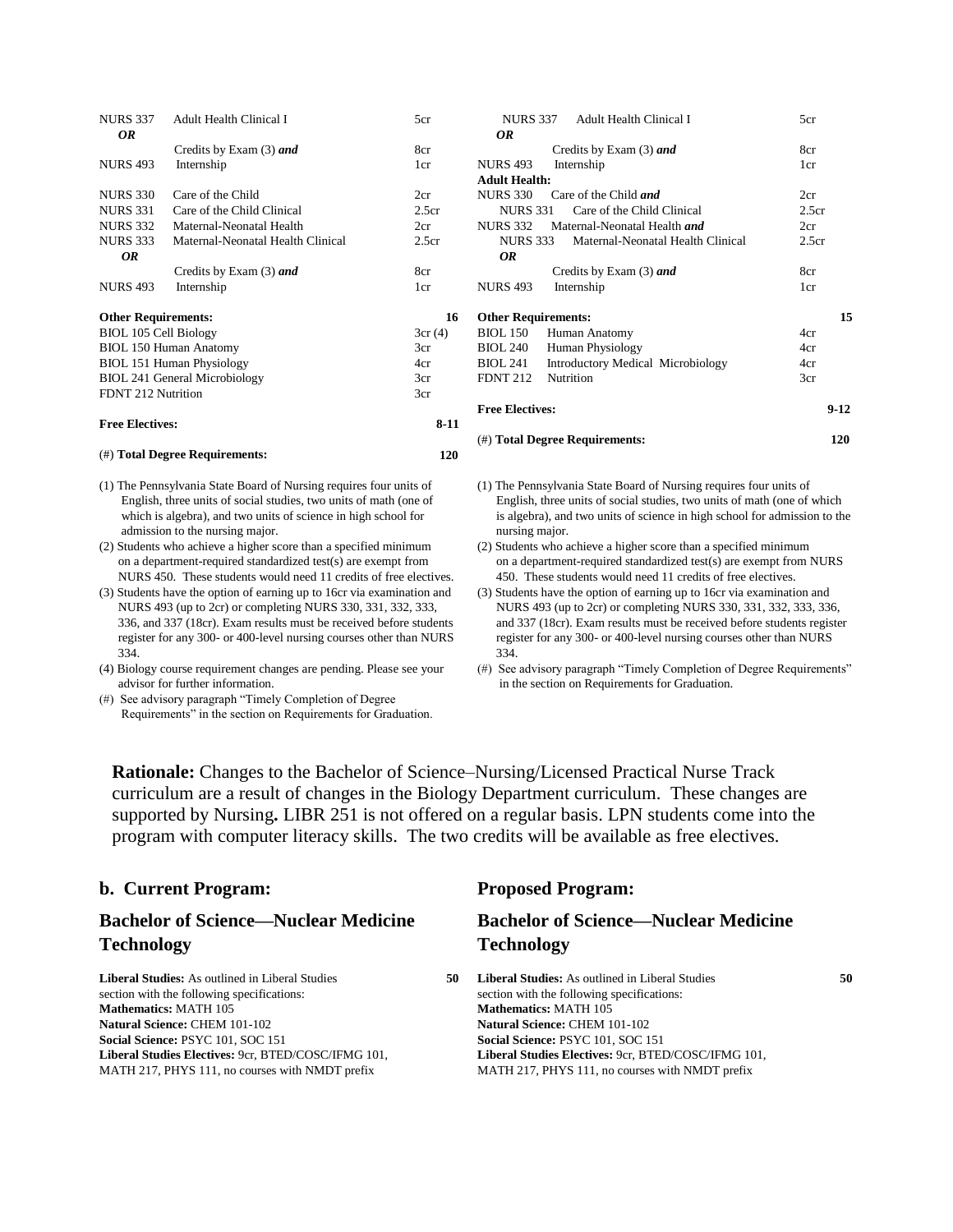**Current Program (continued):**

| | | |
|---|---|---|
| NURS 337 | Adult Health Clinical I | 5cr |
| ***OR*** | | |
| | Credits by Exam (3) ***and*** | 8cr |
| NURS 493 | Internship | 1cr |
| NURS 330 | Care of the Child | 2cr |
| NURS 331 | Care of the Child Clinical | 2.5cr |
| NURS 332 | Maternal-Neonatal Health | 2cr |
| NURS 333 | Maternal-Neonatal Health Clinical | 2.5cr |
| ***OR*** | | |
| | Credits by Exam (3) ***and*** | 8cr |
| NURS 493 | Internship | 1cr |
| **Other Requirements:** | | **16** |
| BIOL 105 Cell Biology | | 3cr (4) |
| BIOL 150 Human Anatomy | | 3cr |
| BIOL 151 Human Physiology | | 4cr |
| BIOL 241 General Microbiology | | 3cr |
| FDNT 212 Nutrition | | 3cr |
| **Free Electives:** | | **8-11** |
| (#) **Total Degree Requirements:** | | **120** |

(1) The Pennsylvania State Board of Nursing requires four units of English, three units of social studies, two units of math (one of which is algebra), and two units of science in high school for admission to the nursing major.
(2) Students who achieve a higher score than a specified minimum on a department-required standardized test(s) are exempt from NURS 450. These students would need 11 credits of free electives.
(3) Students have the option of earning up to 16cr via examination and NURS 493 (up to 2cr) or completing NURS 330, 331, 332, 333, 336, and 337 (18cr). Exam results must be received before students register for any 300- or 400-level nursing courses other than NURS 334.
(4) Biology course requirement changes are pending. Please see your advisor for further information.
(#) See advisory paragraph "Timely Completion of Degree Requirements" in the section on Requirements for Graduation.

**Proposed Program (continued):**

| | | |
|---|---|---|
| NURS 337 | Adult Health Clinical I | 5cr |
| ***OR*** | | |
| | Credits by Exam (3) ***and*** | 8cr |
| NURS 493 | Internship | 1cr |
| **Adult Health:** | | |
| NURS 330 | Care of the Child ***and*** | 2cr |
| NURS 331 | Care of the Child Clinical | 2.5cr |
| NURS 332 | Maternal-Neonatal Health ***and*** | 2cr |
| NURS 333 | Maternal-Neonatal Health Clinical | 2.5cr |
| ***OR*** | | |
| | Credits by Exam (3) ***and*** | 8cr |
| NURS 493 | Internship | 1cr |
| **Other Requirements:** | | **15** |
| BIOL 150 | Human Anatomy | 4cr |
| BIOL 240 | Human Physiology | 4cr |
| BIOL 241 | Introductory Medical Microbiology | 4cr |
| FDNT 212 | Nutrition | 3cr |
| **Free Electives:** | | **9-12** |
| (#) **Total Degree Requirements:** | | **120** |

(1) The Pennsylvania State Board of Nursing requires four units of English, three units of social studies, two units of math (one of which is algebra), and two units of science in high school for admission to the nursing major.
(2) Students who achieve a higher score than a specified minimum on a department-required standardized test(s) are exempt from NURS 450. These students would need 11 credits of free electives.
(3) Students have the option of earning up to 16cr via examination and NURS 493 (up to 2cr) or completing NURS 330, 331, 332, 333, 336, and 337 (18cr). Exam results must be received before students register for any 300- or 400-level nursing courses other than NURS 334.
(#) See advisory paragraph "Timely Completion of Degree Requirements" in the section on Requirements for Graduation.

**Rationale:** Changes to the Bachelor of Science–Nursing/Licensed Practical Nurse Track curriculum are a result of changes in the Biology Department curriculum. These changes are supported by Nursing**.** LIBR 251 is not offered on a regular basis. LPN students come into the program with computer literacy skills. The two credits will be available as free electives.

## b. Current Program:

## Bachelor of Science—Nuclear Medicine Technology

**Liberal Studies:** As outlined in Liberal Studies section with the following specifications: **50**
**Mathematics:** MATH 105
**Natural Science:** CHEM 101-102
**Social Science:** PSYC 101, SOC 151
**Liberal Studies Electives:** 9cr, BTED/COSC/IFMG 101, MATH 217, PHYS 111, no courses with NMDT prefix

## Proposed Program:

## Bachelor of Science—Nuclear Medicine Technology

**Liberal Studies:** As outlined in Liberal Studies section with the following specifications: **50**
**Mathematics:** MATH 105
**Natural Science:** CHEM 101-102
**Social Science:** PSYC 101, SOC 151
**Liberal Studies Electives:** 9cr, BTED/COSC/IFMG 101, MATH 217, PHYS 111, no courses with NMDT prefix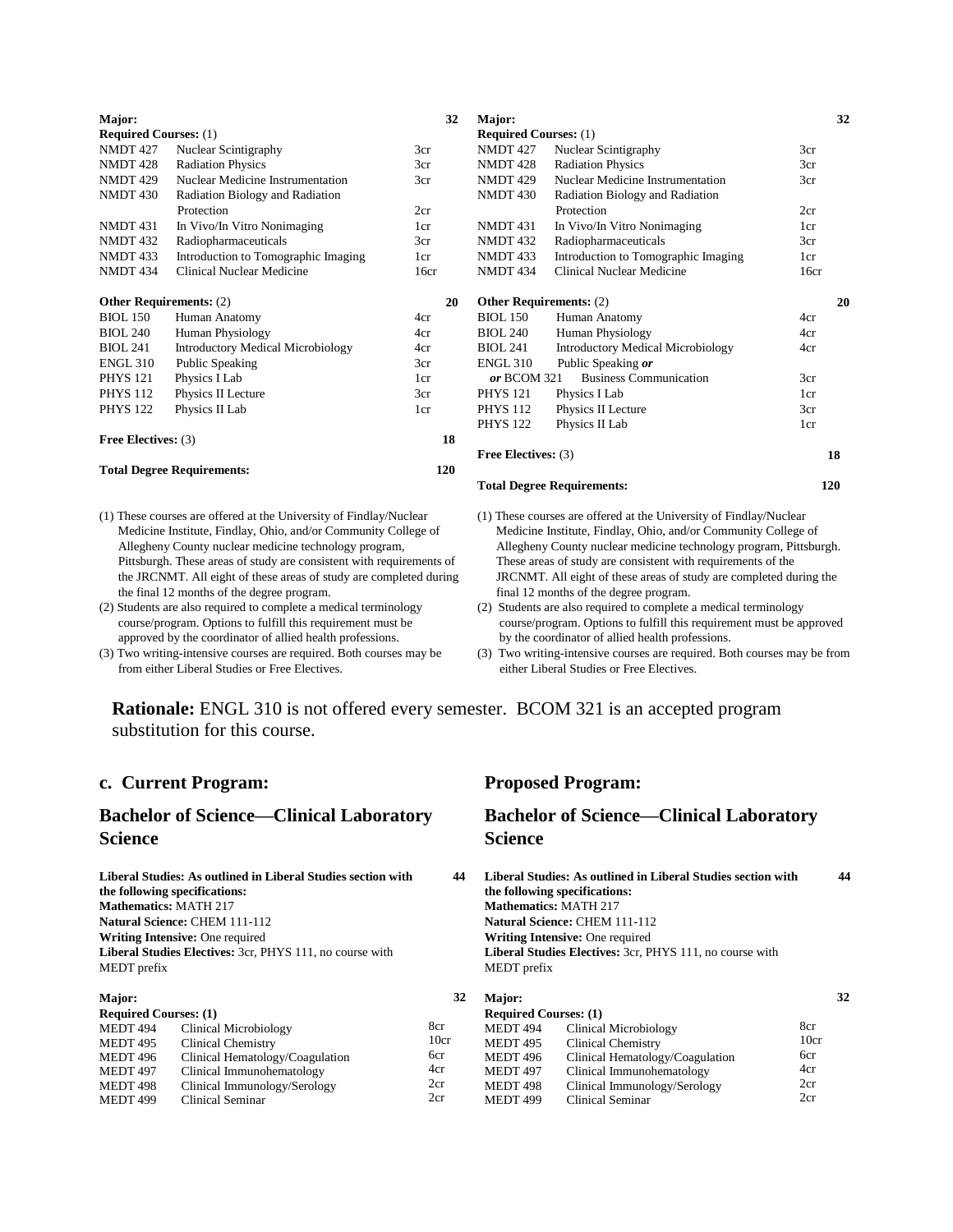**Current Program (continued):**

| Major: | | 32 |
|---|---|---|
| **Required Courses:** (1) | | |
| NMDT 427 | Nuclear Scintigraphy | 3cr |
| NMDT 428 | Radiation Physics | 3cr |
| NMDT 429 | Nuclear Medicine Instrumentation | 3cr |
| NMDT 430 | Radiation Biology and Radiation Protection | 2cr |
| NMDT 431 | In Vivo/In Vitro Nonimaging | 1cr |
| NMDT 432 | Radiopharmaceuticals | 3cr |
| NMDT 433 | Introduction to Tomographic Imaging | 1cr |
| NMDT 434 | Clinical Nuclear Medicine | 16cr |
| **Other Requirements:** (2) | | **20** |
| BIOL 150 | Human Anatomy | 4cr |
| BIOL 240 | Human Physiology | 4cr |
| BIOL 241 | Introductory Medical Microbiology | 4cr |
| ENGL 310 | Public Speaking | 3cr |
| PHYS 121 | Physics I Lab | 1cr |
| PHYS 112 | Physics II Lecture | 3cr |
| PHYS 122 | Physics II Lab | 1cr |
| **Free Electives:** (3) | | **18** |
| **Total Degree Requirements:** | | **120** |

(1) These courses are offered at the University of Findlay/Nuclear Medicine Institute, Findlay, Ohio, and/or Community College of Allegheny County nuclear medicine technology program, Pittsburgh. These areas of study are consistent with requirements of the JRCNMT. All eight of these areas of study are completed during the final 12 months of the degree program.
(2) Students are also required to complete a medical terminology course/program. Options to fulfill this requirement must be approved by the coordinator of allied health professions.
(3) Two writing-intensive courses are required. Both courses may be from either Liberal Studies or Free Electives.

**Proposed Program (continued):**

| Major: | | 32 |
|---|---|---|
| **Required Courses:** (1) | | |
| NMDT 427 | Nuclear Scintigraphy | 3cr |
| NMDT 428 | Radiation Physics | 3cr |
| NMDT 429 | Nuclear Medicine Instrumentation | 3cr |
| NMDT 430 | Radiation Biology and Radiation Protection | 2cr |
| NMDT 431 | In Vivo/In Vitro Nonimaging | 1cr |
| NMDT 432 | Radiopharmaceuticals | 3cr |
| NMDT 433 | Introduction to Tomographic Imaging | 1cr |
| NMDT 434 | Clinical Nuclear Medicine | 16cr |
| **Other Requirements:** (2) | | **20** |
| BIOL 150 | Human Anatomy | 4cr |
| BIOL 240 | Human Physiology | 4cr |
| BIOL 241 | Introductory Medical Microbiology | 4cr |
| ENGL 310 | Public Speaking ***or*** | |
| ***or*** BCOM 321 | Business Communication | 3cr |
| PHYS 121 | Physics I Lab | 1cr |
| PHYS 112 | Physics II Lecture | 3cr |
| PHYS 122 | Physics II Lab | 1cr |
| **Free Electives:** (3) | | **18** |
| **Total Degree Requirements:** | | **120** |

(1) These courses are offered at the University of Findlay/Nuclear Medicine Institute, Findlay, Ohio, and/or Community College of Allegheny County nuclear medicine technology program, Pittsburgh. These areas of study are consistent with requirements of the JRCNMT. All eight of these areas of study are completed during the final 12 months of the degree program.
(2) Students are also required to complete a medical terminology course/program. Options to fulfill this requirement must be approved by the coordinator of allied health professions.
(3) Two writing-intensive courses are required. Both courses may be from either Liberal Studies or Free Electives.

**Rationale:** ENGL 310 is not offered every semester. BCOM 321 is an accepted program substitution for this course.

## c. Current Program:

## Bachelor of Science—Clinical Laboratory Science

**Liberal Studies: As outlined in Liberal Studies section with the following specifications:** **44**
**Mathematics:** MATH 217
**Natural Science:** CHEM 111-112
**Writing Intensive:** One required
**Liberal Studies Electives:** 3cr, PHYS 111, no course with MEDT prefix

| Major: | | 32 |
|---|---|---|
| **Required Courses: (1)** | | |
| MEDT 494 | Clinical Microbiology | 8cr |
| MEDT 495 | Clinical Chemistry | 10cr |
| MEDT 496 | Clinical Hematology/Coagulation | 6cr |
| MEDT 497 | Clinical Immunohematology | 4cr |
| MEDT 498 | Clinical Immunology/Serology | 2cr |
| MEDT 499 | Clinical Seminar | 2cr |

## Proposed Program:

## Bachelor of Science—Clinical Laboratory Science

**Liberal Studies: As outlined in Liberal Studies section with the following specifications:** **44**
**Mathematics:** MATH 217
**Natural Science:** CHEM 111-112
**Writing Intensive:** One required
**Liberal Studies Electives:** 3cr, PHYS 111, no course with MEDT prefix

| Major: | | 32 |
|---|---|---|
| **Required Courses: (1)** | | |
| MEDT 494 | Clinical Microbiology | 8cr |
| MEDT 495 | Clinical Chemistry | 10cr |
| MEDT 496 | Clinical Hematology/Coagulation | 6cr |
| MEDT 497 | Clinical Immunohematology | 4cr |
| MEDT 498 | Clinical Immunology/Serology | 2cr |
| MEDT 499 | Clinical Seminar | 2cr |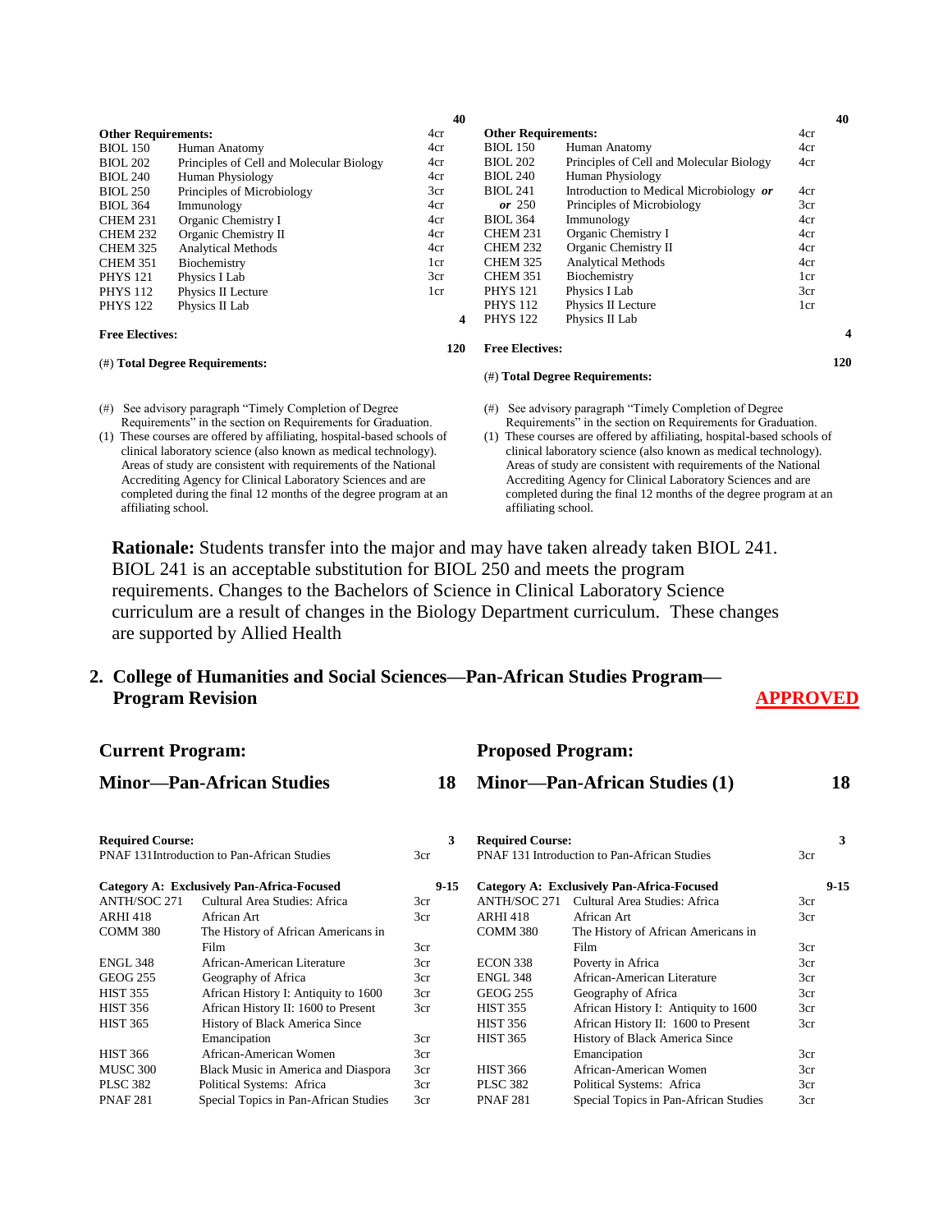| | | | 40 |
|---|---|---|---|
| **Other Requirements:** | | 4cr | |
| BIOL 150 | Human Anatomy | 4cr | |
| BIOL 202 | Principles of Cell and Molecular Biology | 4cr | |
| BIOL 240 | Human Physiology | 4cr | |
| BIOL 250 | Principles of Microbiology | 3cr | |
| BIOL 364 | Immunology | 4cr | |
| CHEM 231 | Organic Chemistry I | 4cr | |
| CHEM 232 | Organic Chemistry II | 4cr | |
| CHEM 325 | Analytical Methods | 4cr | |
| CHEM 351 | Biochemistry | 1cr | |
| PHYS 121 | Physics I Lab | 3cr | |
| PHYS 112 | Physics II Lecture | 1cr | |
| PHYS 122 | Physics II Lab | | |
| **Free Electives:** | | | 4 |
| (#) **Total Degree Requirements:** | | | 120 |

(#) See advisory paragraph "Timely Completion of Degree Requirements" in the section on Requirements for Graduation.
(1) These courses are offered by affiliating, hospital-based schools of clinical laboratory science (also known as medical technology). Areas of study are consistent with requirements of the National Accrediting Agency for Clinical Laboratory Sciences and are completed during the final 12 months of the degree program at an affiliating school.

| | | | 40 |
|---|---|---|---|
| **Other Requirements:** | | 4cr | |
| BIOL 150 | Human Anatomy | 4cr | |
| BIOL 202 | Principles of Cell and Molecular Biology | 4cr | |
| BIOL 240 | Human Physiology | | |
| BIOL 241 | Introduction to Medical Microbiology ***or*** | 4cr | |
| ***or*** 250 | Principles of Microbiology | 3cr | |
| BIOL 364 | Immunology | 4cr | |
| CHEM 231 | Organic Chemistry I | 4cr | |
| CHEM 232 | Organic Chemistry II | 4cr | |
| CHEM 325 | Analytical Methods | 4cr | |
| CHEM 351 | Biochemistry | 1cr | |
| PHYS 121 | Physics I Lab | 3cr | |
| PHYS 112 | Physics II Lecture | 1cr | |
| PHYS 122 | Physics II Lab | | |
| **Free Electives:** | | | 4 |
| (#) **Total Degree Requirements:** | | | 120 |

(#) See advisory paragraph "Timely Completion of Degree Requirements" in the section on Requirements for Graduation.
(1) These courses are offered by affiliating, hospital-based schools of clinical laboratory science (also known as medical technology). Areas of study are consistent with requirements of the National Accrediting Agency for Clinical Laboratory Sciences and are completed during the final 12 months of the degree program at an affiliating school.

**Rationale:** Students transfer into the major and may have taken already taken BIOL 241. BIOL 241 is an acceptable substitution for BIOL 250 and meets the program requirements. Changes to the Bachelors of Science in Clinical Laboratory Science curriculum are a result of changes in the Biology Department curriculum. These changes are supported by Allied Health

## 2. College of Humanities and Social Sciences—Pan-African Studies Program—Program Revision

**APPROVED**

### Current Program:

### Minor—Pan-African Studies — 18

| | | | |
|---|---|---|---|
| **Required Course:** | | | 3 |
| PNAF 131 | Introduction to Pan-African Studies | 3cr | |
| **Category A: Exclusively Pan-Africa-Focused** | | | 9-15 |
| ANTH/SOC 271 | Cultural Area Studies: Africa | 3cr | |
| ARHI 418 | African Art | 3cr | |
| COMM 380 | The History of African Americans in Film | 3cr | |
| ENGL 348 | African-American Literature | 3cr | |
| GEOG 255 | Geography of Africa | 3cr | |
| HIST 355 | African History I: Antiquity to 1600 | 3cr | |
| HIST 356 | African History II: 1600 to Present | 3cr | |
| HIST 365 | History of Black America Since Emancipation | 3cr | |
| HIST 366 | African-American Women | 3cr | |
| MUSC 300 | Black Music in America and Diaspora | 3cr | |
| PLSC 382 | Political Systems: Africa | 3cr | |
| PNAF 281 | Special Topics in Pan-African Studies | 3cr | |

### Proposed Program:

### Minor—Pan-African Studies (1) — 18

| | | | |
|---|---|---|---|
| **Required Course:** | | | 3 |
| PNAF 131 | Introduction to Pan-African Studies | 3cr | |
| **Category A: Exclusively Pan-Africa-Focused** | | | 9-15 |
| ANTH/SOC 271 | Cultural Area Studies: Africa | 3cr | |
| ARHI 418 | African Art | 3cr | |
| COMM 380 | The History of African Americans in Film | 3cr | |
| ECON 338 | Poverty in Africa | 3cr | |
| ENGL 348 | African-American Literature | 3cr | |
| GEOG 255 | Geography of Africa | 3cr | |
| HIST 355 | African History I: Antiquity to 1600 | 3cr | |
| HIST 356 | African History II: 1600 to Present | 3cr | |
| HIST 365 | History of Black America Since Emancipation | 3cr | |
| HIST 366 | African-American Women | 3cr | |
| PLSC 382 | Political Systems: Africa | 3cr | |
| PNAF 281 | Special Topics in Pan-African Studies | 3cr | |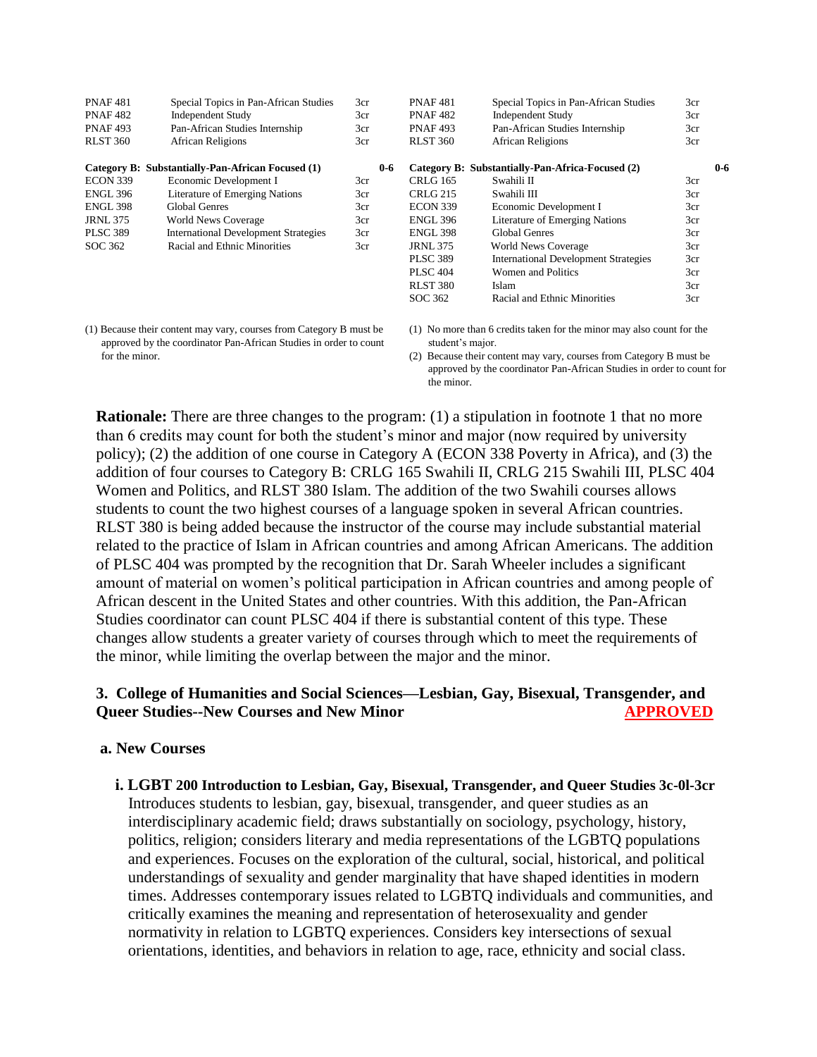| | | | | | |
|---|---|---|---|---|---|
| PNAF 481 | Special Topics in Pan-African Studies | 3cr | PNAF 481 | Special Topics in Pan-African Studies | 3cr |
| PNAF 482 | Independent Study | 3cr | PNAF 482 | Independent Study | 3cr |
| PNAF 493 | Pan-African Studies Internship | 3cr | PNAF 493 | Pan-African Studies Internship | 3cr |
| RLST 360 | African Religions | 3cr | RLST 360 | African Religions | 3cr |
| **Category B: Substantially-Pan-African Focused (1)** | | **0-6** | **Category B: Substantially-Pan-Africa-Focused (2)** | | **0-6** |
| ECON 339 | Economic Development I | 3cr | CRLG 165 | Swahili II | 3cr |
| ENGL 396 | Literature of Emerging Nations | 3cr | CRLG 215 | Swahili III | 3cr |
| ENGL 398 | Global Genres | 3cr | ECON 339 | Economic Development I | 3cr |
| JRNL 375 | World News Coverage | 3cr | ENGL 396 | Literature of Emerging Nations | 3cr |
| PLSC 389 | International Development Strategies | 3cr | ENGL 398 | Global Genres | 3cr |
| SOC 362 | Racial and Ethnic Minorities | 3cr | JRNL 375 | World News Coverage | 3cr |
| | | | PLSC 389 | International Development Strategies | 3cr |
| | | | PLSC 404 | Women and Politics | 3cr |
| | | | RLST 380 | Islam | 3cr |
| | | | SOC 362 | Racial and Ethnic Minorities | 3cr |

(1) Because their content may vary, courses from Category B must be approved by the coordinator Pan-African Studies in order to count for the minor.

(1) No more than 6 credits taken for the minor may also count for the student's major.

(2) Because their content may vary, courses from Category B must be approved by the coordinator Pan-African Studies in order to count for the minor.

**Rationale:** There are three changes to the program: (1) a stipulation in footnote 1 that no more than 6 credits may count for both the student's minor and major (now required by university policy); (2) the addition of one course in Category A (ECON 338 Poverty in Africa), and (3) the addition of four courses to Category B: CRLG 165 Swahili II, CRLG 215 Swahili III, PLSC 404 Women and Politics, and RLST 380 Islam. The addition of the two Swahili courses allows students to count the two highest courses of a language spoken in several African countries. RLST 380 is being added because the instructor of the course may include substantial material related to the practice of Islam in African countries and among African Americans. The addition of PLSC 404 was prompted by the recognition that Dr. Sarah Wheeler includes a significant amount of material on women's political participation in African countries and among people of African descent in the United States and other countries. With this addition, the Pan-African Studies coordinator can count PLSC 404 if there is substantial content of this type. These changes allow students a greater variety of courses through which to meet the requirements of the minor, while limiting the overlap between the major and the minor.

### 3. College of Humanities and Social Sciences—Lesbian, Gay, Bisexual, Transgender, and Queer Studies--New Courses and New Minor APPROVED

#### a. New Courses

**i. LGBT 200 Introduction to Lesbian, Gay, Bisexual, Transgender, and Queer Studies 3c-0l-3cr**
Introduces students to lesbian, gay, bisexual, transgender, and queer studies as an interdisciplinary academic field; draws substantially on sociology, psychology, history, politics, religion; considers literary and media representations of the LGBTQ populations and experiences. Focuses on the exploration of the cultural, social, historical, and political understandings of sexuality and gender marginality that have shaped identities in modern times. Addresses contemporary issues related to LGBTQ individuals and communities, and critically examines the meaning and representation of heterosexuality and gender normativity in relation to LGBTQ experiences. Considers key intersections of sexual orientations, identities, and behaviors in relation to age, race, ethnicity and social class.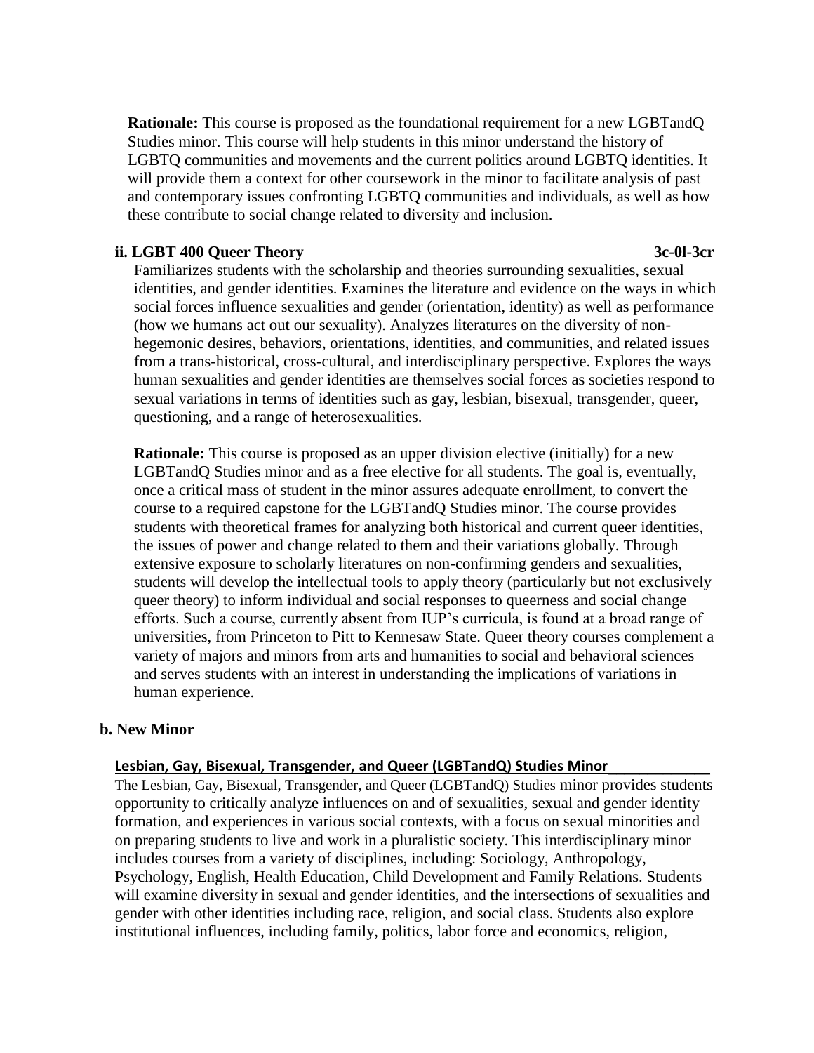**Rationale:** This course is proposed as the foundational requirement for a new LGBTandQ Studies minor. This course will help students in this minor understand the history of LGBTQ communities and movements and the current politics around LGBTQ identities. It will provide them a context for other coursework in the minor to facilitate analysis of past and contemporary issues confronting LGBTQ communities and individuals, as well as how these contribute to social change related to diversity and inclusion.

**ii. LGBT 400 Queer Theory** **3c-0l-3cr**

Familiarizes students with the scholarship and theories surrounding sexualities, sexual identities, and gender identities. Examines the literature and evidence on the ways in which social forces influence sexualities and gender (orientation, identity) as well as performance (how we humans act out our sexuality). Analyzes literatures on the diversity of non-hegemonic desires, behaviors, orientations, identities, and communities, and related issues from a trans-historical, cross-cultural, and interdisciplinary perspective. Explores the ways human sexualities and gender identities are themselves social forces as societies respond to sexual variations in terms of identities such as gay, lesbian, bisexual, transgender, queer, questioning, and a range of heterosexualities.

**Rationale:** This course is proposed as an upper division elective (initially) for a new LGBTandQ Studies minor and as a free elective for all students. The goal is, eventually, once a critical mass of student in the minor assures adequate enrollment, to convert the course to a required capstone for the LGBTandQ Studies minor. The course provides students with theoretical frames for analyzing both historical and current queer identities, the issues of power and change related to them and their variations globally. Through extensive exposure to scholarly literatures on non-confirming genders and sexualities, students will develop the intellectual tools to apply theory (particularly but not exclusively queer theory) to inform individual and social responses to queerness and social change efforts. Such a course, currently absent from IUP's curricula, is found at a broad range of universities, from Princeton to Pitt to Kennesaw State. Queer theory courses complement a variety of majors and minors from arts and humanities to social and behavioral sciences and serves students with an interest in understanding the implications of variations in human experience.

**b. New Minor**

**Lesbian, Gay, Bisexual, Transgender, and Queer (LGBTandQ) Studies Minor**

The Lesbian, Gay, Bisexual, Transgender, and Queer (LGBTandQ) Studies minor provides students opportunity to critically analyze influences on and of sexualities, sexual and gender identity formation, and experiences in various social contexts, with a focus on sexual minorities and on preparing students to live and work in a pluralistic society. This interdisciplinary minor includes courses from a variety of disciplines, including: Sociology, Anthropology, Psychology, English, Health Education, Child Development and Family Relations. Students will examine diversity in sexual and gender identities, and the intersections of sexualities and gender with other identities including race, religion, and social class. Students also explore institutional influences, including family, politics, labor force and economics, religion,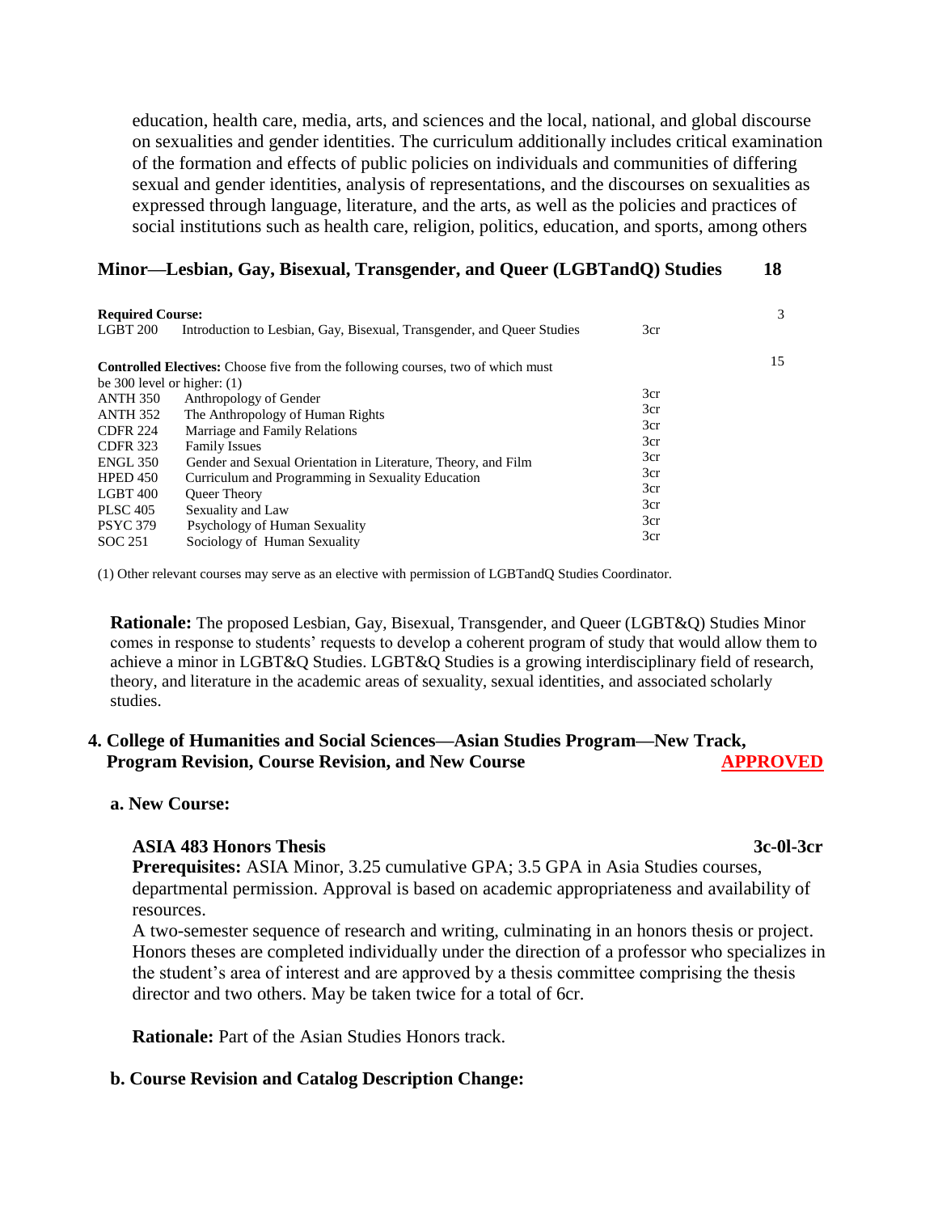education, health care, media, arts, and sciences and the local, national, and global discourse on sexualities and gender identities. The curriculum additionally includes critical examination of the formation and effects of public policies on individuals and communities of differing sexual and gender identities, analysis of representations, and the discourses on sexualities as expressed through language, literature, and the arts, as well as the policies and practices of social institutions such as health care, religion, politics, education, and sports, among others

**Minor—Lesbian, Gay, Bisexual, Transgender, and Queer (LGBTandQ) Studies** **18**

| | | | |
|---|---|---|---|
| **Required Course:** | | | 3 |
| LGBT 200 | Introduction to Lesbian, Gay, Bisexual, Transgender, and Queer Studies | 3cr | |
| **Controlled Electives:** Choose five from the following courses, two of which must be 300 level or higher: (1) | | | 15 |
| ANTH 350 | Anthropology of Gender | 3cr | |
| ANTH 352 | The Anthropology of Human Rights | 3cr | |
| CDFR 224 | Marriage and Family Relations | 3cr | |
| CDFR 323 | Family Issues | 3cr | |
| ENGL 350 | Gender and Sexual Orientation in Literature, Theory, and Film | 3cr | |
| HPED 450 | Curriculum and Programming in Sexuality Education | 3cr | |
| LGBT 400 | Queer Theory | 3cr | |
| PLSC 405 | Sexuality and Law | 3cr | |
| PSYC 379 | Psychology of Human Sexuality | 3cr | |
| SOC 251 | Sociology of Human Sexuality | 3cr | |

(1) Other relevant courses may serve as an elective with permission of LGBTandQ Studies Coordinator.

**Rationale:** The proposed Lesbian, Gay, Bisexual, Transgender, and Queer (LGBT&Q) Studies Minor comes in response to students' requests to develop a coherent program of study that would allow them to achieve a minor in LGBT&Q Studies. LGBT&Q Studies is a growing interdisciplinary field of research, theory, and literature in the academic areas of sexuality, sexual identities, and associated scholarly studies.

## 4. College of Humanities and Social Sciences—Asian Studies Program—New Track, Program Revision, Course Revision, and New Course **APPROVED**

### a. New Course:

**ASIA 483 Honors Thesis** **3c-0l-3cr**

**Prerequisites:** ASIA Minor, 3.25 cumulative GPA; 3.5 GPA in Asia Studies courses, departmental permission. Approval is based on academic appropriateness and availability of resources.

A two-semester sequence of research and writing, culminating in an honors thesis or project. Honors theses are completed individually under the direction of a professor who specializes in the student's area of interest and are approved by a thesis committee comprising the thesis director and two others. May be taken twice for a total of 6cr.

**Rationale:** Part of the Asian Studies Honors track.

### b. Course Revision and Catalog Description Change: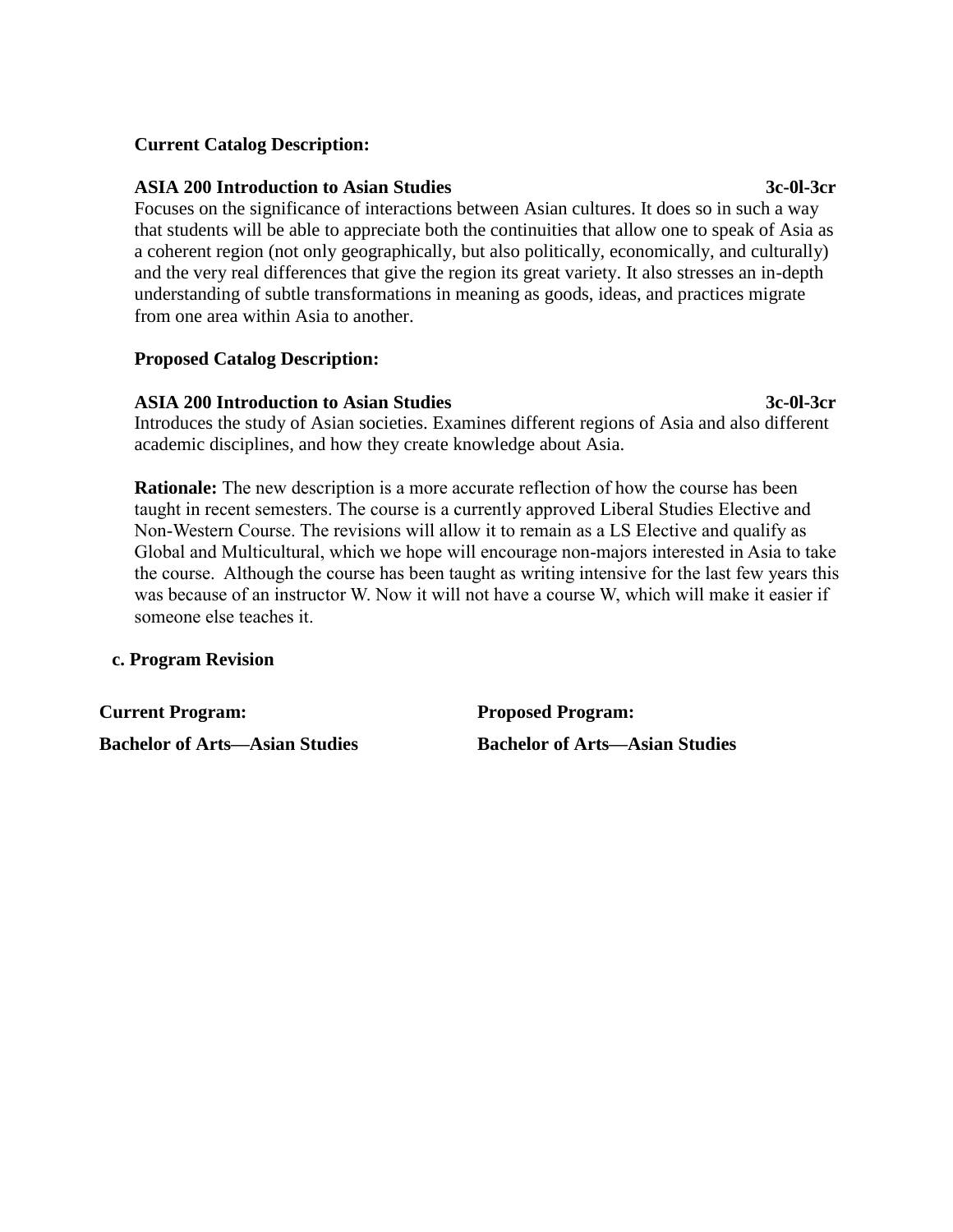**Current Catalog Description:**

**ASIA 200 Introduction to Asian Studies 3c-0l-3cr**

Focuses on the significance of interactions between Asian cultures. It does so in such a way that students will be able to appreciate both the continuities that allow one to speak of Asia as a coherent region (not only geographically, but also politically, economically, and culturally) and the very real differences that give the region its great variety. It also stresses an in-depth understanding of subtle transformations in meaning as goods, ideas, and practices migrate from one area within Asia to another.

**Proposed Catalog Description:**

**ASIA 200 Introduction to Asian Studies 3c-0l-3cr**

Introduces the study of Asian societies. Examines different regions of Asia and also different academic disciplines, and how they create knowledge about Asia.

**Rationale:** The new description is a more accurate reflection of how the course has been taught in recent semesters. The course is a currently approved Liberal Studies Elective and Non-Western Course. The revisions will allow it to remain as a LS Elective and qualify as Global and Multicultural, which we hope will encourage non-majors interested in Asia to take the course. Although the course has been taught as writing intensive for the last few years this was because of an instructor W. Now it will not have a course W, which will make it easier if someone else teaches it.

**c. Program Revision**

| **Current Program:** | **Proposed Program:** |
| --- | --- |
| **Bachelor of Arts—Asian Studies** | **Bachelor of Arts—Asian Studies** |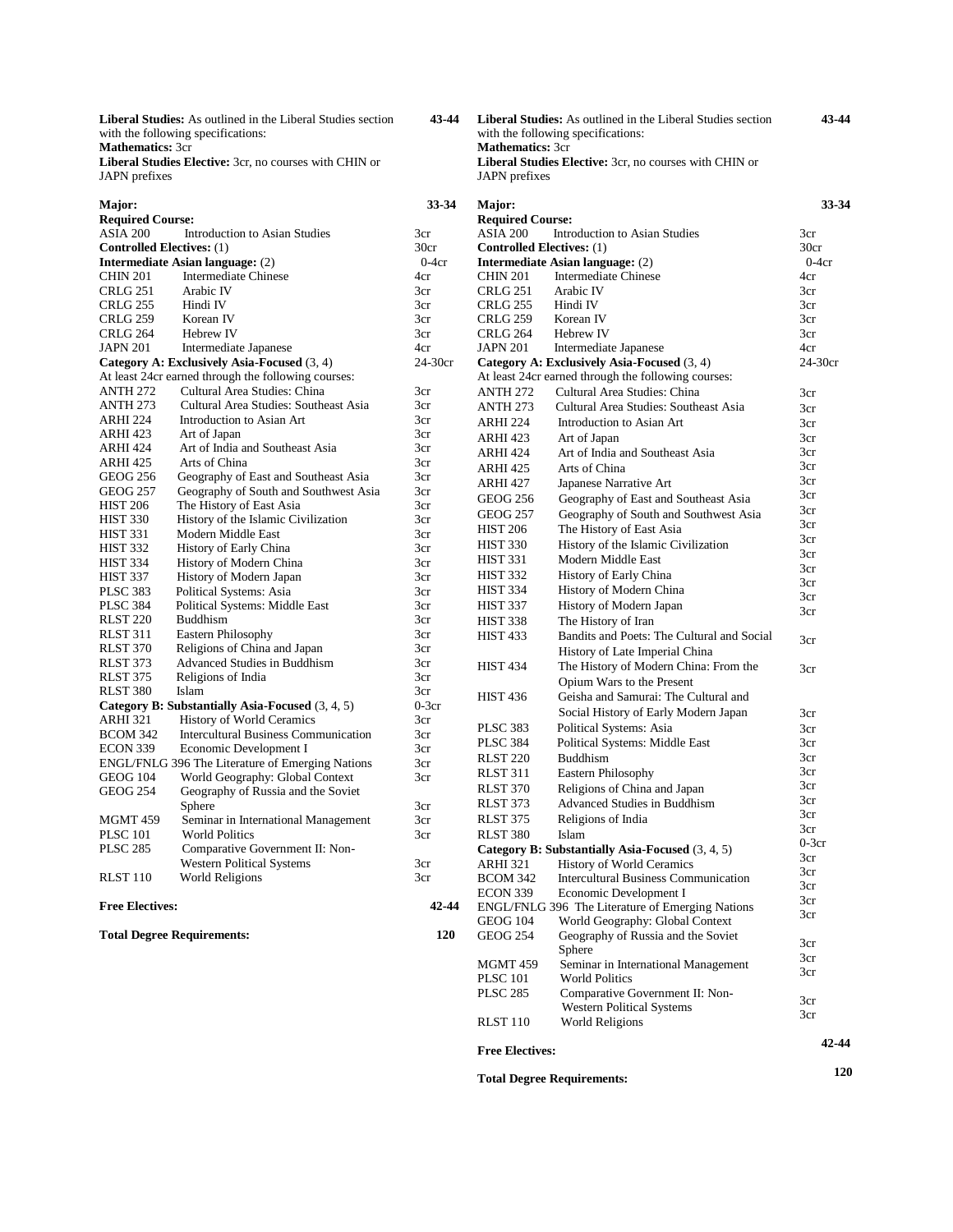**Liberal Studies:** As outlined in the Liberal Studies section with the following specifications: **43-44**
**Mathematics:** 3cr
**Liberal Studies Elective:** 3cr, no courses with CHIN or JAPN prefixes

| | | |
|---|---|---|
| **Major:** | | **33-34** |
| **Required Course:** | | |
| ASIA 200 | Introduction to Asian Studies | 3cr |
| **Controlled Electives:** (1) | | 30cr |
| **Intermediate Asian language:** (2) | | 0-4cr |
| CHIN 201 | Intermediate Chinese | 4cr |
| CRLG 251 | Arabic IV | 3cr |
| CRLG 255 | Hindi IV | 3cr |
| CRLG 259 | Korean IV | 3cr |
| CRLG 264 | Hebrew IV | 3cr |
| JAPN 201 | Intermediate Japanese | 4cr |
| **Category A: Exclusively Asia-Focused** (3, 4) | | 24-30cr |
| At least 24cr earned through the following courses: | | |
| ANTH 272 | Cultural Area Studies: China | 3cr |
| ANTH 273 | Cultural Area Studies: Southeast Asia | 3cr |
| ARHI 224 | Introduction to Asian Art | 3cr |
| ARHI 423 | Art of Japan | 3cr |
| ARHI 424 | Art of India and Southeast Asia | 3cr |
| ARHI 425 | Arts of China | 3cr |
| GEOG 256 | Geography of East and Southeast Asia | 3cr |
| GEOG 257 | Geography of South and Southwest Asia | 3cr |
| HIST 206 | The History of East Asia | 3cr |
| HIST 330 | History of the Islamic Civilization | 3cr |
| HIST 331 | Modern Middle East | 3cr |
| HIST 332 | History of Early China | 3cr |
| HIST 334 | History of Modern China | 3cr |
| HIST 337 | History of Modern Japan | 3cr |
| PLSC 383 | Political Systems: Asia | 3cr |
| PLSC 384 | Political Systems: Middle East | 3cr |
| RLST 220 | Buddhism | 3cr |
| RLST 311 | Eastern Philosophy | 3cr |
| RLST 370 | Religions of China and Japan | 3cr |
| RLST 373 | Advanced Studies in Buddhism | 3cr |
| RLST 375 | Religions of India | 3cr |
| RLST 380 | Islam | 3cr |
| **Category B: Substantially Asia-Focused** (3, 4, 5) | | 0-3cr |
| ARHI 321 | History of World Ceramics | 3cr |
| BCOM 342 | Intercultural Business Communication | 3cr |
| ECON 339 | Economic Development I | 3cr |
| ENGL/FNLG 396 | The Literature of Emerging Nations | 3cr |
| GEOG 104 | World Geography: Global Context | 3cr |
| GEOG 254 | Geography of Russia and the Soviet Sphere | 3cr |
| MGMT 459 | Seminar in International Management | 3cr |
| PLSC 101 | World Politics | 3cr |
| PLSC 285 | Comparative Government II: Non-Western Political Systems | 3cr |
| RLST 110 | World Religions | 3cr |
| **Free Electives:** | | **42-44** |
| **Total Degree Requirements:** | | **120** |

**Liberal Studies:** As outlined in the Liberal Studies section with the following specifications: **43-44**
**Mathematics:** 3cr
**Liberal Studies Elective:** 3cr, no courses with CHIN or JAPN prefixes

| | | |
|---|---|---|
| **Major:** | | **33-34** |
| **Required Course:** | | |
| ASIA 200 | Introduction to Asian Studies | 3cr |
| **Controlled Electives:** (1) | | 30cr |
| **Intermediate Asian language:** (2) | | 0-4cr |
| CHIN 201 | Intermediate Chinese | 4cr |
| CRLG 251 | Arabic IV | 3cr |
| CRLG 255 | Hindi IV | 3cr |
| CRLG 259 | Korean IV | 3cr |
| CRLG 264 | Hebrew IV | 3cr |
| JAPN 201 | Intermediate Japanese | 4cr |
| **Category A: Exclusively Asia-Focused** (3, 4) | | 24-30cr |
| At least 24cr earned through the following courses: | | |
| ANTH 272 | Cultural Area Studies: China | 3cr |
| ANTH 273 | Cultural Area Studies: Southeast Asia | 3cr |
| ARHI 224 | Introduction to Asian Art | 3cr |
| ARHI 423 | Art of Japan | 3cr |
| ARHI 424 | Art of India and Southeast Asia | 3cr |
| ARHI 425 | Arts of China | 3cr |
| ARHI 427 | Japanese Narrative Art | 3cr |
| GEOG 256 | Geography of East and Southeast Asia | 3cr |
| GEOG 257 | Geography of South and Southwest Asia | 3cr |
| HIST 206 | The History of East Asia | 3cr |
| HIST 330 | History of the Islamic Civilization | 3cr |
| HIST 331 | Modern Middle East | 3cr |
| HIST 332 | History of Early China | 3cr |
| HIST 334 | History of Modern China | 3cr |
| HIST 337 | History of Modern Japan | 3cr |
| HIST 338 | The History of Iran | 3cr |
| HIST 433 | Bandits and Poets: The Cultural and Social History of Late Imperial China | 3cr |
| HIST 434 | The History of Modern China: From the Opium Wars to the Present | 3cr |
| HIST 436 | Geisha and Samurai: The Cultural and Social History of Early Modern Japan | 3cr |
| PLSC 383 | Political Systems: Asia | 3cr |
| PLSC 384 | Political Systems: Middle East | 3cr |
| RLST 220 | Buddhism | 3cr |
| RLST 311 | Eastern Philosophy | 3cr |
| RLST 370 | Religions of China and Japan | 3cr |
| RLST 373 | Advanced Studies in Buddhism | 3cr |
| RLST 375 | Religions of India | 3cr |
| RLST 380 | Islam | 3cr |
| **Category B: Substantially Asia-Focused** (3, 4, 5) | | 0-3cr |
| ARHI 321 | History of World Ceramics | 3cr |
| BCOM 342 | Intercultural Business Communication | 3cr |
| ECON 339 | Economic Development I | 3cr |
| ENGL/FNLG 396 | The Literature of Emerging Nations | 3cr |
| GEOG 104 | World Geography: Global Context | 3cr |
| GEOG 254 | Geography of Russia and the Soviet Sphere | 3cr |
| MGMT 459 | Seminar in International Management | 3cr |
| PLSC 101 | World Politics | 3cr |
| PLSC 285 | Comparative Government II: Non-Western Political Systems | 3cr |
| RLST 110 | World Religions | 3cr |
| **Free Electives:** | | **42-44** |
| **Total Degree Requirements:** | | **120** |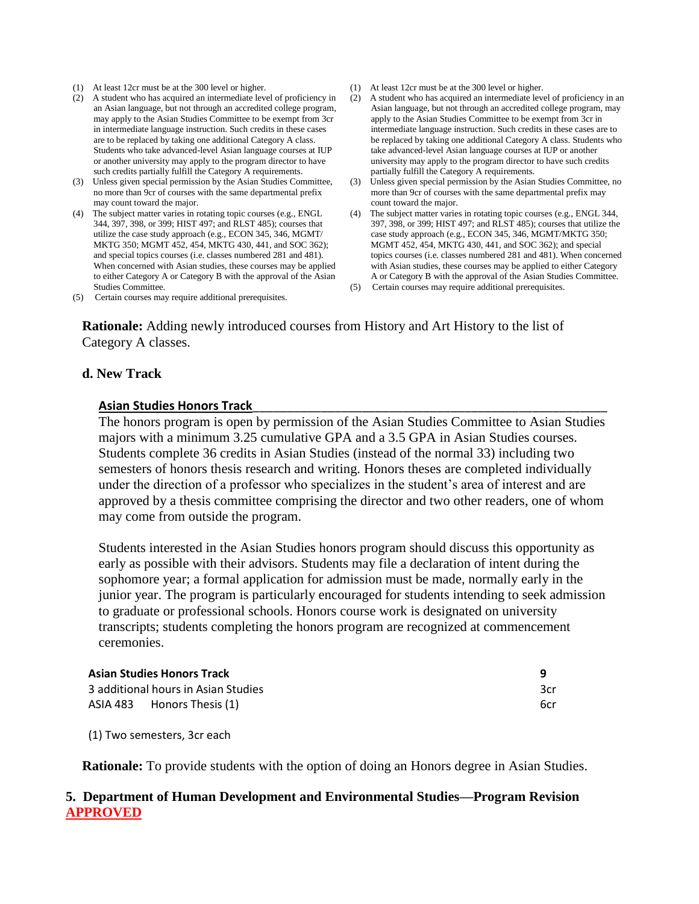(1) At least 12cr must be at the 300 level or higher.
(2) A student who has acquired an intermediate level of proficiency in an Asian language, but not through an accredited college program, may apply to the Asian Studies Committee to be exempt from 3cr in intermediate language instruction. Such credits in these cases are to be replaced by taking one additional Category A class. Students who take advanced-level Asian language courses at IUP or another university may apply to the program director to have such credits partially fulfill the Category A requirements.
(3) Unless given special permission by the Asian Studies Committee, no more than 9cr of courses with the same departmental prefix may count toward the major.
(4) The subject matter varies in rotating topic courses (e.g., ENGL 344, 397, 398, or 399; HIST 497; and RLST 485); courses that utilize the case study approach (e.g., ECON 345, 346, MGMT/ MKTG 350; MGMT 452, 454, MKTG 430, 441, and SOC 362); and special topics courses (i.e. classes numbered 281 and 481). When concerned with Asian studies, these courses may be applied to either Category A or Category B with the approval of the Asian Studies Committee.
(5) Certain courses may require additional prerequisites.

(1) At least 12cr must be at the 300 level or higher.
(2) A student who has acquired an intermediate level of proficiency in an Asian language, but not through an accredited college program, may apply to the Asian Studies Committee to be exempt from 3cr in intermediate language instruction. Such credits in these cases are to be replaced by taking one additional Category A class. Students who take advanced-level Asian language courses at IUP or another university may apply to the program director to have such credits partially fulfill the Category A requirements.
(3) Unless given special permission by the Asian Studies Committee, no more than 9cr of courses with the same departmental prefix may count toward the major.
(4) The subject matter varies in rotating topic courses (e.g., ENGL 344, 397, 398, or 399; HIST 497; and RLST 485); courses that utilize the case study approach (e.g., ECON 345, 346, MGMT/MKTG 350; MGMT 452, 454, MKTG 430, 441, and SOC 362); and special topics courses (i.e. classes numbered 281 and 481). When concerned with Asian studies, these courses may be applied to either Category A or Category B with the approval of the Asian Studies Committee.
(5) Certain courses may require additional prerequisites.

**Rationale:** Adding newly introduced courses from History and Art History to the list of Category A classes.

**d. New Track**

**Asian Studies Honors Track**

The honors program is open by permission of the Asian Studies Committee to Asian Studies majors with a minimum 3.25 cumulative GPA and a 3.5 GPA in Asian Studies courses. Students complete 36 credits in Asian Studies (instead of the normal 33) including two semesters of honors thesis research and writing. Honors theses are completed individually under the direction of a professor who specializes in the student's area of interest and are approved by a thesis committee comprising the director and two other readers, one of whom may come from outside the program.

Students interested in the Asian Studies honors program should discuss this opportunity as early as possible with their advisors. Students may file a declaration of intent during the sophomore year; a formal application for admission must be made, normally early in the junior year. The program is particularly encouraged for students intending to seek admission to graduate or professional schools. Honors course work is designated on university transcripts; students completing the honors program are recognized at commencement ceremonies.

| **Asian Studies Honors Track** | **9** |
|---|---|
| 3 additional hours in Asian Studies | 3cr |
| ASIA 483 Honors Thesis (1) | 6cr |

(1) Two semesters, 3cr each

**Rationale:** To provide students with the option of doing an Honors degree in Asian Studies.

**5. Department of Human Development and Environmental Studies—Program Revision APPROVED**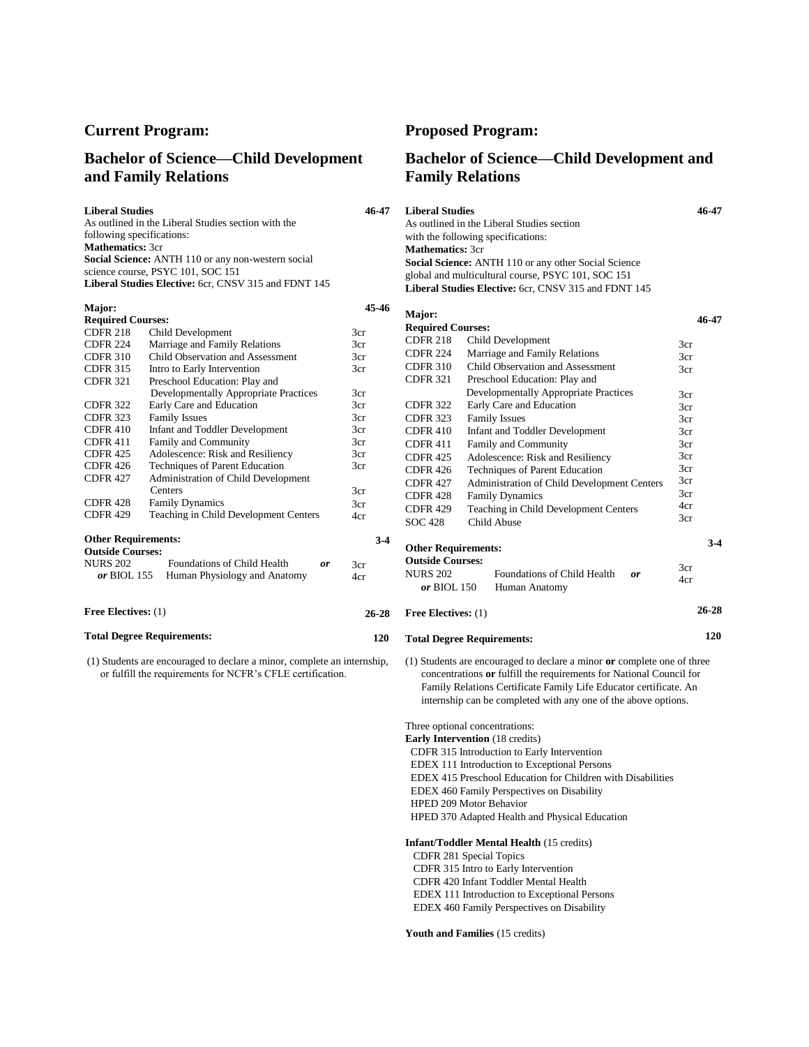## Current Program:

## Bachelor of Science—Child Development and Family Relations

| | | |
|---|---|---|
| **Liberal Studies** | | **46-47** |

As outlined in the Liberal Studies section with the following specifications:
**Mathematics:** 3cr
**Social Science:** ANTH 110 or any non-western social science course, PSYC 101, SOC 151
**Liberal Studies Elective:** 6cr, CNSV 315 and FDNT 145

| | | | |
|---|---|---|---|
| **Major:** | | | **45-46** |
| **Required Courses:** | | | |
| CDFR 218 | Child Development | 3cr | |
| CDFR 224 | Marriage and Family Relations | 3cr | |
| CDFR 310 | Child Observation and Assessment | 3cr | |
| CDFR 315 | Intro to Early Intervention | 3cr | |
| CDFR 321 | Preschool Education: Play and Developmentally Appropriate Practices | 3cr | |
| CDFR 322 | Early Care and Education | 3cr | |
| CDFR 323 | Family Issues | 3cr | |
| CDFR 410 | Infant and Toddler Development | 3cr | |
| CDFR 411 | Family and Community | 3cr | |
| CDFR 425 | Adolescence: Risk and Resiliency | 3cr | |
| CDFR 426 | Techniques of Parent Education | 3cr | |
| CDFR 427 | Administration of Child Development Centers | 3cr | |
| CDFR 428 | Family Dynamics | 3cr | |
| CDFR 429 | Teaching in Child Development Centers | 4cr | |
| **Other Requirements:** | | | **3-4** |
| **Outside Courses:** | | | |
| NURS 202 | Foundations of Child Health ***or*** | 3cr | |
| ***or*** BIOL 155 | Human Physiology and Anatomy | 4cr | |
| **Free Electives:** (1) | | | **26-28** |
| **Total Degree Requirements:** | | | **120** |

(1) Students are encouraged to declare a minor, complete an internship, or fulfill the requirements for NCFR's CFLE certification.

## Proposed Program:

## Bachelor of Science—Child Development and Family Relations

| | | |
|---|---|---|
| **Liberal Studies** | | **46-47** |

As outlined in the Liberal Studies section with the following specifications:
**Mathematics:** 3cr
**Social Science:** ANTH 110 or any other Social Science global and multicultural course, PSYC 101, SOC 151
**Liberal Studies Elective:** 6cr, CNSV 315 and FDNT 145

| | | | |
|---|---|---|---|
| **Major:** | | | **46-47** |
| **Required Courses:** | | | |
| CDFR 218 | Child Development | 3cr | |
| CDFR 224 | Marriage and Family Relations | 3cr | |
| CDFR 310 | Child Observation and Assessment | 3cr | |
| CDFR 321 | Preschool Education: Play and Developmentally Appropriate Practices | 3cr | |
| CDFR 322 | Early Care and Education | 3cr | |
| CDFR 323 | Family Issues | 3cr | |
| CDFR 410 | Infant and Toddler Development | 3cr | |
| CDFR 411 | Family and Community | 3cr | |
| CDFR 425 | Adolescence: Risk and Resiliency | 3cr | |
| CDFR 426 | Techniques of Parent Education | 3cr | |
| CDFR 427 | Administration of Child Development Centers | 3cr | |
| CDFR 428 | Family Dynamics | 3cr | |
| CDFR 429 | Teaching in Child Development Centers | 4cr | |
| SOC 428 | Child Abuse | 3cr | |
| **Other Requirements:** | | | **3-4** |
| **Outside Courses:** | | | |
| NURS 202 | Foundations of Child Health ***or*** | 3cr | |
| ***or*** BIOL 150 | Human Anatomy | 4cr | |
| **Free Electives:** (1) | | | **26-28** |
| **Total Degree Requirements:** | | | **120** |

(1) Students are encouraged to declare a minor **or** complete one of three concentrations **or** fulfill the requirements for National Council for Family Relations Certificate Family Life Educator certificate. An internship can be completed with any one of the above options.

Three optional concentrations:

**Early Intervention** (18 credits)
- CDFR 315 Introduction to Early Intervention
- EDEX 111 Introduction to Exceptional Persons
- EDEX 415 Preschool Education for Children with Disabilities
- EDEX 460 Family Perspectives on Disability
- HPED 209 Motor Behavior
- HPED 370 Adapted Health and Physical Education

**Infant/Toddler Mental Health** (15 credits)
- CDFR 281 Special Topics
- CDFR 315 Intro to Early Intervention
- CDFR 420 Infant Toddler Mental Health
- EDEX 111 Introduction to Exceptional Persons
- EDEX 460 Family Perspectives on Disability

**Youth and Families** (15 credits)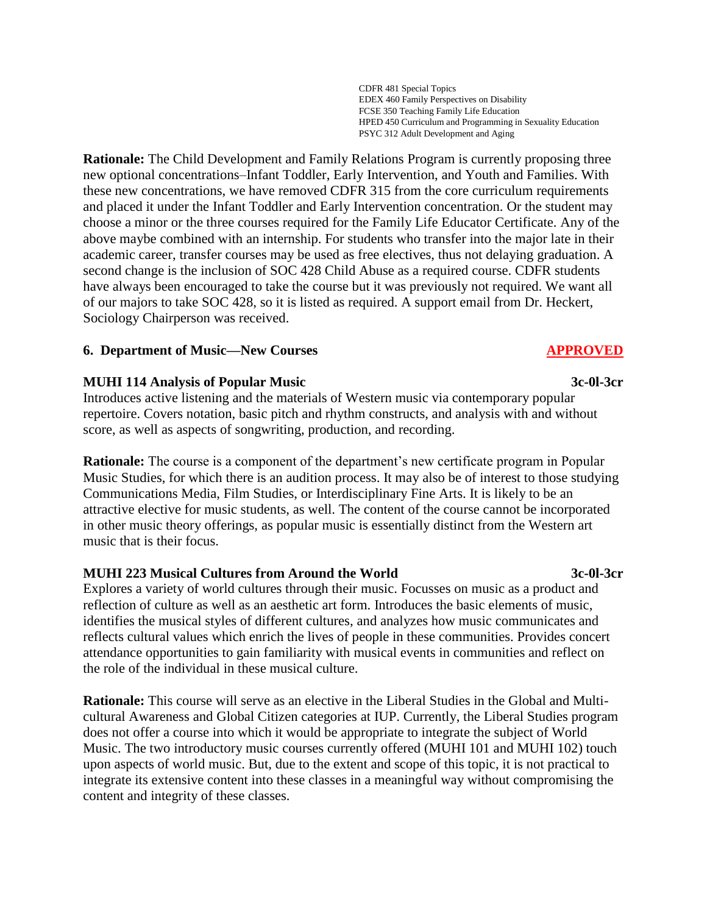CDFR 481 Special Topics
EDEX 460 Family Perspectives on Disability
FCSE 350 Teaching Family Life Education
HPED 450 Curriculum and Programming in Sexuality Education
PSYC 312 Adult Development and Aging

**Rationale:** The Child Development and Family Relations Program is currently proposing three new optional concentrations–Infant Toddler, Early Intervention, and Youth and Families. With these new concentrations, we have removed CDFR 315 from the core curriculum requirements and placed it under the Infant Toddler and Early Intervention concentration. Or the student may choose a minor or the three courses required for the Family Life Educator Certificate. Any of the above maybe combined with an internship. For students who transfer into the major late in their academic career, transfer courses may be used as free electives, thus not delaying graduation. A second change is the inclusion of SOC 428 Child Abuse as a required course. CDFR students have always been encouraged to take the course but it was previously not required. We want all of our majors to take SOC 428, so it is listed as required. A support email from Dr. Heckert, Sociology Chairperson was received.

**6. Department of Music—New Courses** **APPROVED**

**MUHI 114 Analysis of Popular Music** **3c-0l-3cr**

Introduces active listening and the materials of Western music via contemporary popular repertoire. Covers notation, basic pitch and rhythm constructs, and analysis with and without score, as well as aspects of songwriting, production, and recording.

**Rationale:** The course is a component of the department's new certificate program in Popular Music Studies, for which there is an audition process. It may also be of interest to those studying Communications Media, Film Studies, or Interdisciplinary Fine Arts. It is likely to be an attractive elective for music students, as well. The content of the course cannot be incorporated in other music theory offerings, as popular music is essentially distinct from the Western art music that is their focus.

**MUHI 223 Musical Cultures from Around the World** **3c-0l-3cr**

Explores a variety of world cultures through their music. Focusses on music as a product and reflection of culture as well as an aesthetic art form. Introduces the basic elements of music, identifies the musical styles of different cultures, and analyzes how music communicates and reflects cultural values which enrich the lives of people in these communities. Provides concert attendance opportunities to gain familiarity with musical events in communities and reflect on the role of the individual in these musical culture.

**Rationale:** This course will serve as an elective in the Liberal Studies in the Global and Multi-cultural Awareness and Global Citizen categories at IUP. Currently, the Liberal Studies program does not offer a course into which it would be appropriate to integrate the subject of World Music. The two introductory music courses currently offered (MUHI 101 and MUHI 102) touch upon aspects of world music. But, due to the extent and scope of this topic, it is not practical to integrate its extensive content into these classes in a meaningful way without compromising the content and integrity of these classes.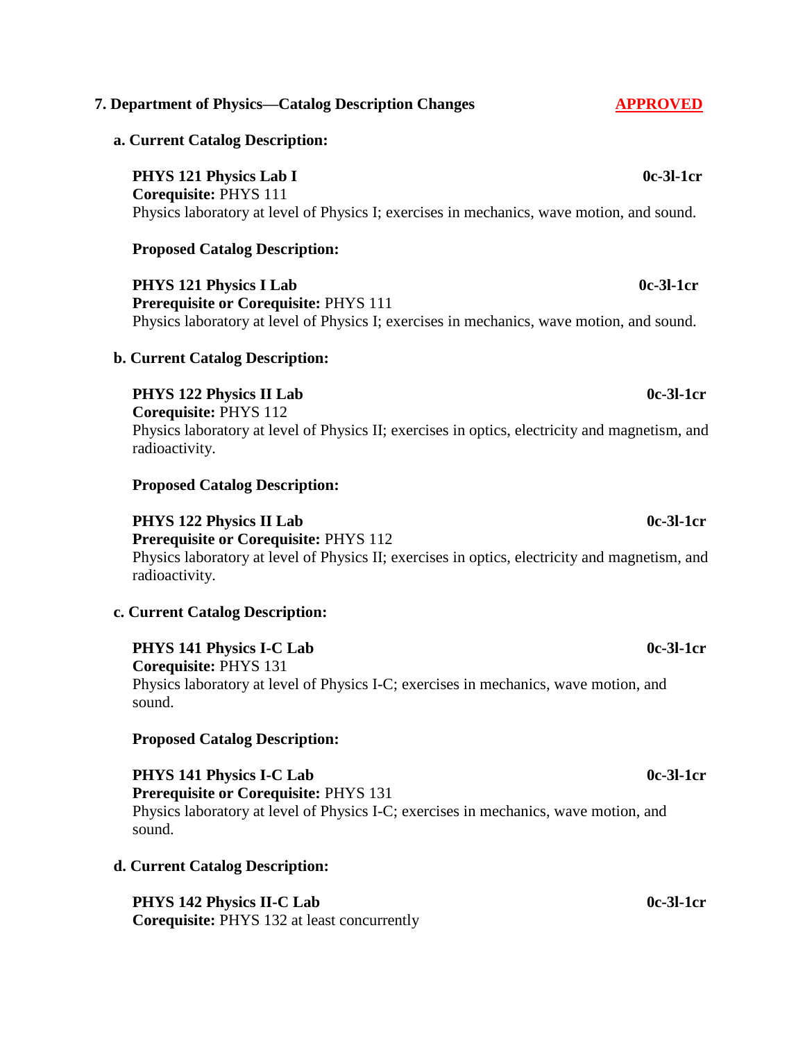### 7. Department of Physics—Catalog Description Changes **APPROVED**

**a. Current Catalog Description:**

**PHYS 121 Physics Lab I** **0c-3l-1cr**
**Corequisite:** PHYS 111
Physics laboratory at level of Physics I; exercises in mechanics, wave motion, and sound.

**Proposed Catalog Description:**

**PHYS 121 Physics I Lab** **0c-3l-1cr**
**Prerequisite or Corequisite:** PHYS 111
Physics laboratory at level of Physics I; exercises in mechanics, wave motion, and sound.

**b. Current Catalog Description:**

**PHYS 122 Physics II Lab** **0c-3l-1cr**
**Corequisite:** PHYS 112
Physics laboratory at level of Physics II; exercises in optics, electricity and magnetism, and radioactivity.

**Proposed Catalog Description:**

**PHYS 122 Physics II Lab** **0c-3l-1cr**
**Prerequisite or Corequisite:** PHYS 112
Physics laboratory at level of Physics II; exercises in optics, electricity and magnetism, and radioactivity.

**c. Current Catalog Description:**

**PHYS 141 Physics I-C Lab** **0c-3l-1cr**
**Corequisite:** PHYS 131
Physics laboratory at level of Physics I-C; exercises in mechanics, wave motion, and sound.

**Proposed Catalog Description:**

**PHYS 141 Physics I-C Lab** **0c-3l-1cr**
**Prerequisite or Corequisite:** PHYS 131
Physics laboratory at level of Physics I-C; exercises in mechanics, wave motion, and sound.

**d. Current Catalog Description:**

**PHYS 142 Physics II-C Lab** **0c-3l-1cr**
**Corequisite:** PHYS 132 at least concurrently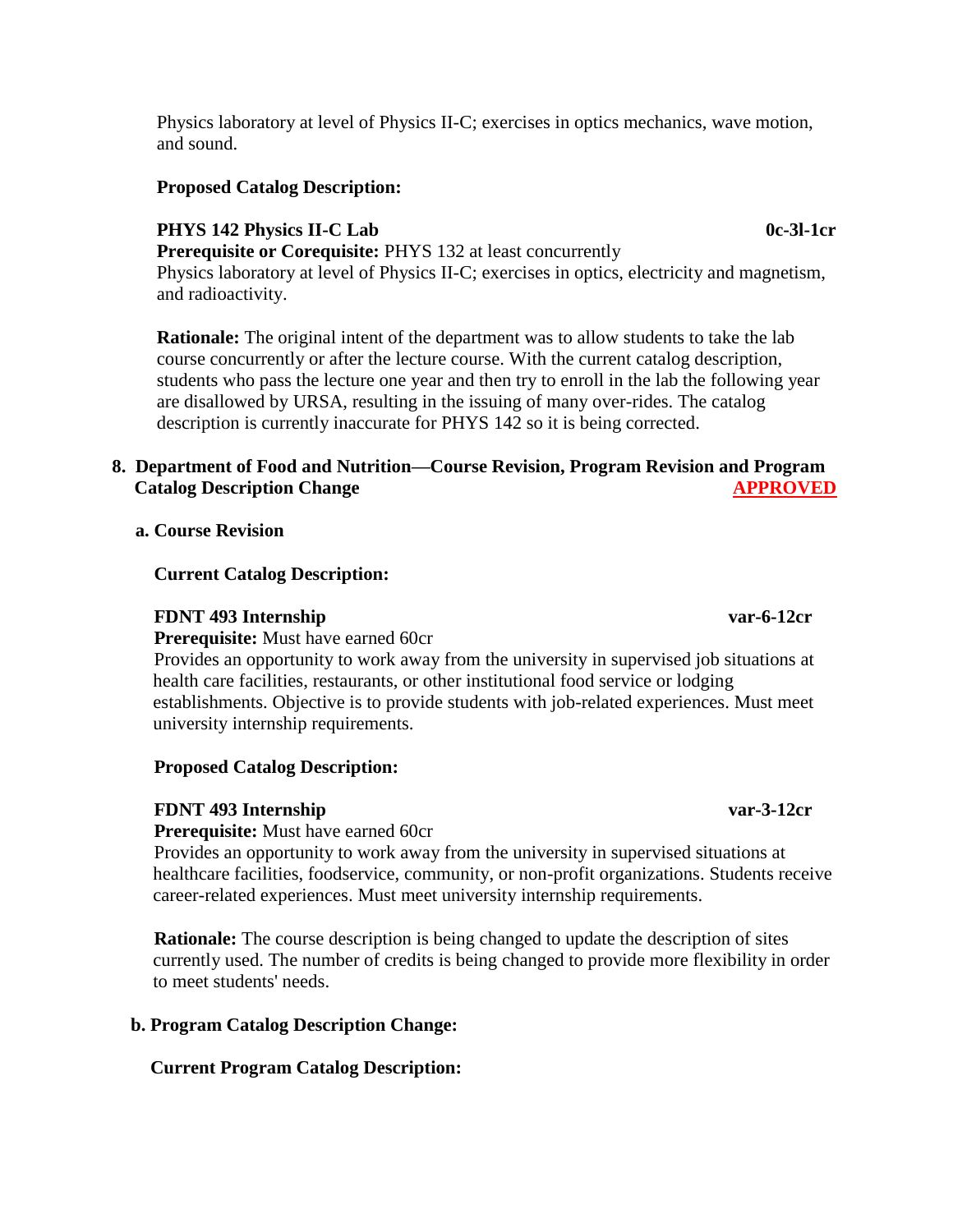Physics laboratory at level of Physics II-C; exercises in optics mechanics, wave motion, and sound.

**Proposed Catalog Description:**

**PHYS 142 Physics II-C Lab** **0c-3l-1cr**
**Prerequisite or Corequisite:** PHYS 132 at least concurrently
Physics laboratory at level of Physics II-C; exercises in optics, electricity and magnetism, and radioactivity.

**Rationale:** The original intent of the department was to allow students to take the lab course concurrently or after the lecture course. With the current catalog description, students who pass the lecture one year and then try to enroll in the lab the following year are disallowed by URSA, resulting in the issuing of many over-rides. The catalog description is currently inaccurate for PHYS 142 so it is being corrected.

**8. Department of Food and Nutrition—Course Revision, Program Revision and Program Catalog Description Change** **APPROVED**

**a. Course Revision**

**Current Catalog Description:**

**FDNT 493 Internship** **var-6-12cr**
**Prerequisite:** Must have earned 60cr
Provides an opportunity to work away from the university in supervised job situations at health care facilities, restaurants, or other institutional food service or lodging establishments. Objective is to provide students with job-related experiences. Must meet university internship requirements.

**Proposed Catalog Description:**

**FDNT 493 Internship** **var-3-12cr**
**Prerequisite:** Must have earned 60cr
Provides an opportunity to work away from the university in supervised situations at healthcare facilities, foodservice, community, or non-profit organizations. Students receive career-related experiences. Must meet university internship requirements.

**Rationale:** The course description is being changed to update the description of sites currently used. The number of credits is being changed to provide more flexibility in order to meet students' needs.

**b. Program Catalog Description Change:**

**Current Program Catalog Description:**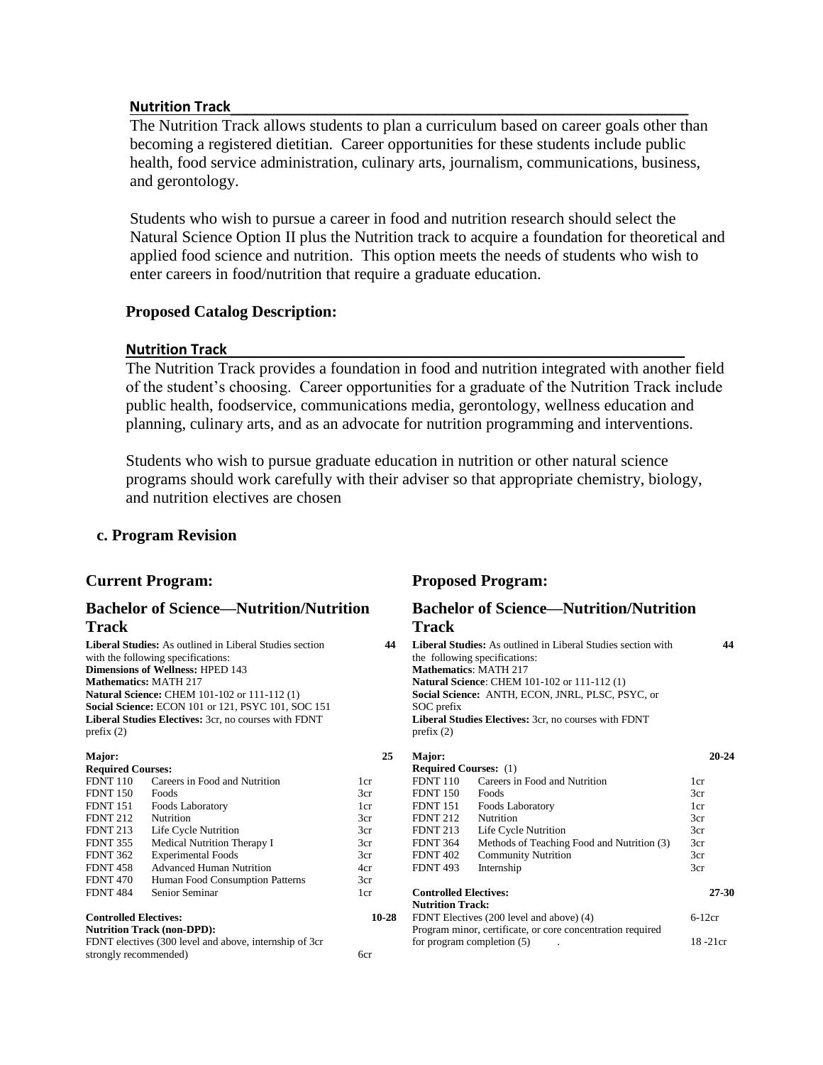**Nutrition Track**

The Nutrition Track allows students to plan a curriculum based on career goals other than becoming a registered dietitian. Career opportunities for these students include public health, food service administration, culinary arts, journalism, communications, business, and gerontology.

Students who wish to pursue a career in food and nutrition research should select the Natural Science Option II plus the Nutrition track to acquire a foundation for theoretical and applied food science and nutrition. This option meets the needs of students who wish to enter careers in food/nutrition that require a graduate education.

**Proposed Catalog Description:**

**Nutrition Track**

The Nutrition Track provides a foundation in food and nutrition integrated with another field of the student's choosing. Career opportunities for a graduate of the Nutrition Track include public health, foodservice, communications media, gerontology, wellness education and planning, culinary arts, and as an advocate for nutrition programming and interventions.

Students who wish to pursue graduate education in nutrition or other natural science programs should work carefully with their adviser so that appropriate chemistry, biology, and nutrition electives are chosen

## c. Program Revision

### Current Program:

### Bachelor of Science—Nutrition/Nutrition Track

**Liberal Studies:** As outlined in Liberal Studies section with the following specifications: **44**
**Dimensions of Wellness:** HPED 143
**Mathematics:** MATH 217
**Natural Science:** CHEM 101-102 or 111-112 (1)
**Social Science:** ECON 101 or 121, PSYC 101, SOC 151
**Liberal Studies Electives:** 3cr, no courses with FDNT prefix (2)

**Major:** **25**

**Required Courses:**

| | | |
|---|---|---|
| FDNT 110 | Careers in Food and Nutrition | 1cr |
| FDNT 150 | Foods | 3cr |
| FDNT 151 | Foods Laboratory | 1cr |
| FDNT 212 | Nutrition | 3cr |
| FDNT 213 | Life Cycle Nutrition | 3cr |
| FDNT 355 | Medical Nutrition Therapy I | 3cr |
| FDNT 362 | Experimental Foods | 3cr |
| FDNT 458 | Advanced Human Nutrition | 4cr |
| FDNT 470 | Human Food Consumption Patterns | 3cr |
| FDNT 484 | Senior Seminar | 1cr |

**Controlled Electives:** **10-28**
**Nutrition Track (non-DPD):**
FDNT electives (300 level and above, internship of 3cr strongly recommended) 6cr

### Proposed Program:

### Bachelor of Science—Nutrition/Nutrition Track

**Liberal Studies:** As outlined in Liberal Studies section with the following specifications: **44**
**Mathematics**: MATH 217
**Natural Science**: CHEM 101-102 or 111-112 (1)
**Social Science:** ANTH, ECON, JNRL, PLSC, PSYC, or SOC prefix
**Liberal Studies Electives:** 3cr, no courses with FDNT prefix (2)

**Major:** **20-24**

**Required Courses:** (1)

| | | |
|---|---|---|
| FDNT 110 | Careers in Food and Nutrition | 1cr |
| FDNT 150 | Foods | 3cr |
| FDNT 151 | Foods Laboratory | 1cr |
| FDNT 212 | Nutrition | 3cr |
| FDNT 213 | Life Cycle Nutrition | 3cr |
| FDNT 364 | Methods of Teaching Food and Nutrition (3) | 3cr |
| FDNT 402 | Community Nutrition | 3cr |
| FDNT 493 | Internship | 3cr |

**Controlled Electives:** **27-30**
**Nutrition Track:**
FDNT Electives (200 level and above) (4) 6-12cr
Program minor, certificate, or core concentration required for program completion (5) 18 -21cr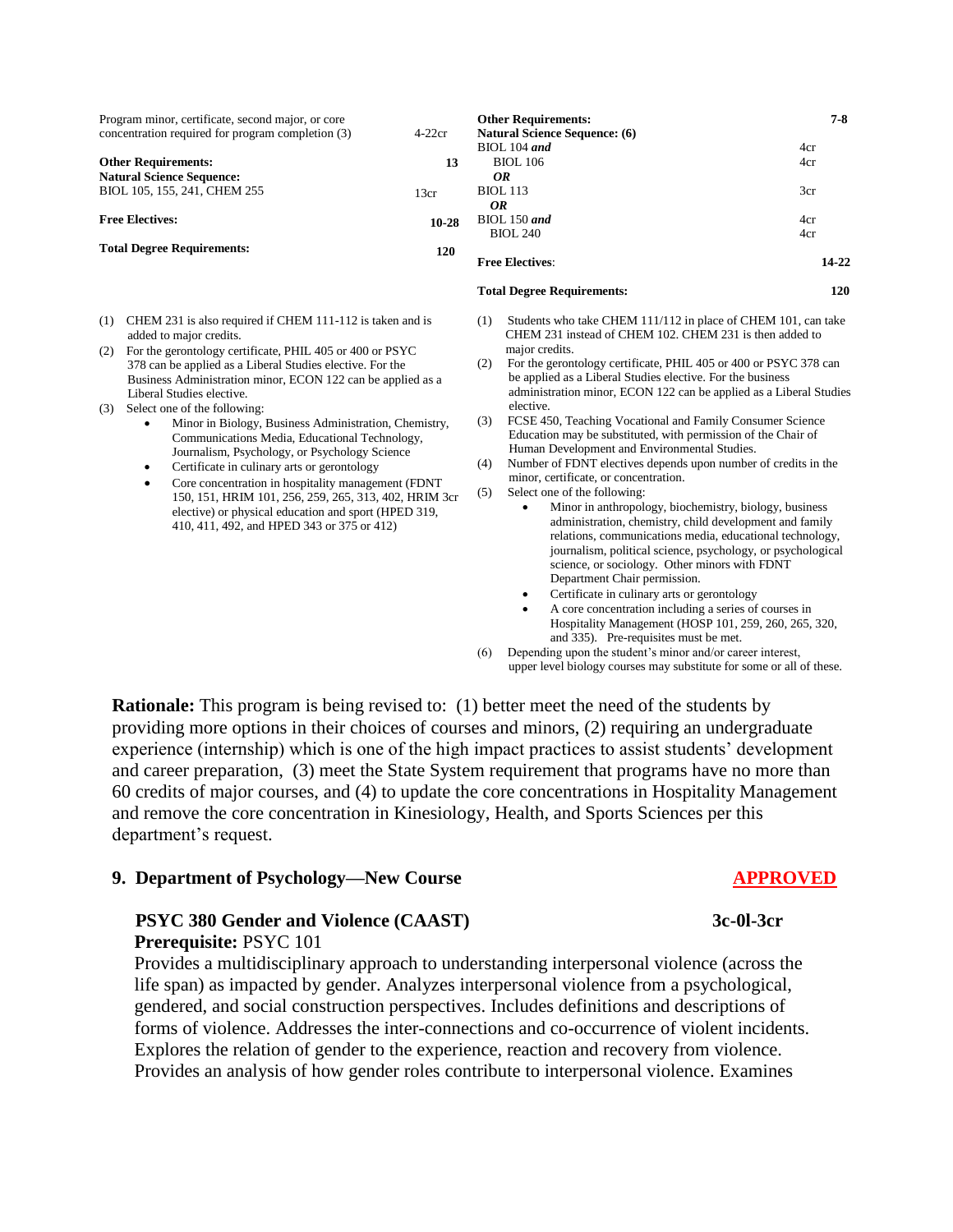| | |
|---|---|
| Program minor, certificate, second major, or core concentration required for program completion (3) | 4-22cr |
| **Other Requirements:** | **13** |
| **Natural Science Sequence:** | |
| BIOL 105, 155, 241, CHEM 255 | 13cr |
| **Free Electives:** | **10-28** |
| **Total Degree Requirements:** | **120** |

(1) CHEM 231 is also required if CHEM 111-112 is taken and is added to major credits.

(2) For the gerontology certificate, PHIL 405 or 400 or PSYC 378 can be applied as a Liberal Studies elective. For the Business Administration minor, ECON 122 can be applied as a Liberal Studies elective.

(3) Select one of the following:
- Minor in Biology, Business Administration, Chemistry, Communications Media, Educational Technology, Journalism, Psychology, or Psychology Science
- Certificate in culinary arts or gerontology
- Core concentration in hospitality management (FDNT 150, 151, HRIM 101, 256, 259, 265, 313, 402, HRIM 3cr elective) or physical education and sport (HPED 319, 410, 411, 492, and HPED 343 or 375 or 412)

| | | |
|---|---|---|
| **Other Requirements:** | | **7-8** |
| **Natural Science Sequence: (6)** | | |
| BIOL 104 ***and*** | 4cr | |
| BIOL 106 | 4cr | |
| ***OR*** | | |
| BIOL 113 | 3cr | |
| ***OR*** | | |
| BIOL 150 ***and*** | 4cr | |
| BIOL 240 | 4cr | |
| **Free Electives**: | | **14-22** |
| **Total Degree Requirements:** | | **120** |

(1) Students who take CHEM 111/112 in place of CHEM 101, can take CHEM 231 instead of CHEM 102. CHEM 231 is then added to major credits.

(2) For the gerontology certificate, PHIL 405 or 400 or PSYC 378 can be applied as a Liberal Studies elective. For the business administration minor, ECON 122 can be applied as a Liberal Studies elective.

(3) FCSE 450, Teaching Vocational and Family Consumer Science Education may be substituted, with permission of the Chair of Human Development and Environmental Studies.

(4) Number of FDNT electives depends upon number of credits in the minor, certificate, or concentration.

(5) Select one of the following:
- Minor in anthropology, biochemistry, biology, business administration, chemistry, child development and family relations, communications media, educational technology, journalism, political science, psychology, or psychological science, or sociology. Other minors with FDNT Department Chair permission.
- Certificate in culinary arts or gerontology
- A core concentration including a series of courses in Hospitality Management (HOSP 101, 259, 260, 265, 320, and 335). Pre-requisites must be met.

(6) Depending upon the student's minor and/or career interest, upper level biology courses may substitute for some or all of these.

**Rationale:** This program is being revised to: (1) better meet the need of the students by providing more options in their choices of courses and minors, (2) requiring an undergraduate experience (internship) which is one of the high impact practices to assist students' development and career preparation, (3) meet the State System requirement that programs have no more than 60 credits of major courses, and (4) to update the core concentrations in Hospitality Management and remove the core concentration in Kinesiology, Health, and Sports Sciences per this department's request.

## 9. Department of Psychology—New Course — APPROVED

**PSYC 380 Gender and Violence (CAAST)** **3c-0l-3cr**
**Prerequisite:** PSYC 101
Provides a multidisciplinary approach to understanding interpersonal violence (across the life span) as impacted by gender. Analyzes interpersonal violence from a psychological, gendered, and social construction perspectives. Includes definitions and descriptions of forms of violence. Addresses the inter-connections and co-occurrence of violent incidents. Explores the relation of gender to the experience, reaction and recovery from violence. Provides an analysis of how gender roles contribute to interpersonal violence. Examines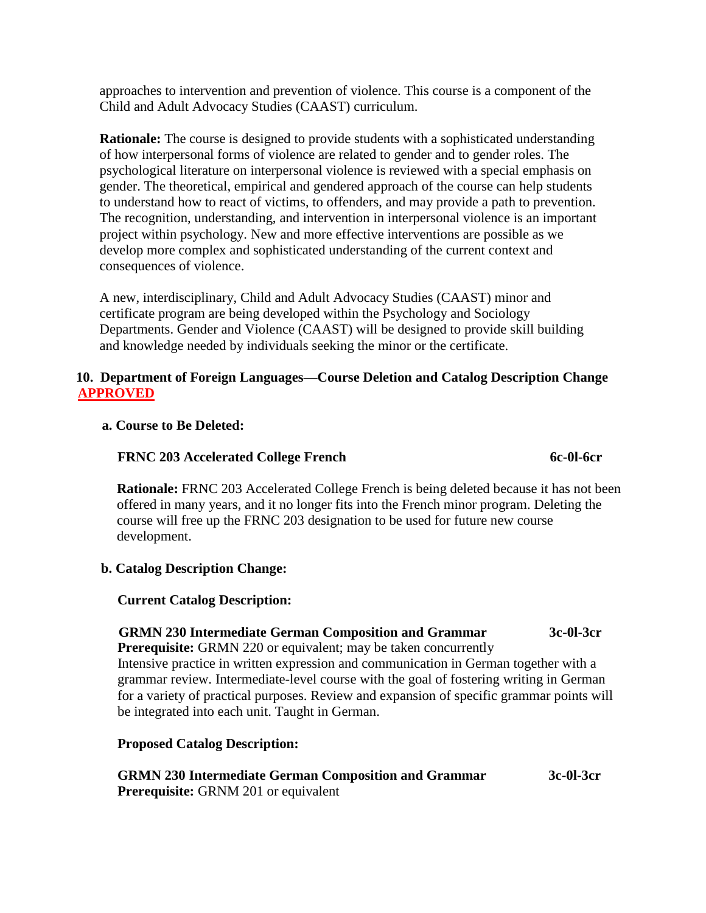approaches to intervention and prevention of violence. This course is a component of the Child and Adult Advocacy Studies (CAAST) curriculum.

**Rationale:** The course is designed to provide students with a sophisticated understanding of how interpersonal forms of violence are related to gender and to gender roles. The psychological literature on interpersonal violence is reviewed with a special emphasis on gender. The theoretical, empirical and gendered approach of the course can help students to understand how to react of victims, to offenders, and may provide a path to prevention. The recognition, understanding, and intervention in interpersonal violence is an important project within psychology. New and more effective interventions are possible as we develop more complex and sophisticated understanding of the current context and consequences of violence.

A new, interdisciplinary, Child and Adult Advocacy Studies (CAAST) minor and certificate program are being developed within the Psychology and Sociology Departments. Gender and Violence (CAAST) will be designed to provide skill building and knowledge needed by individuals seeking the minor or the certificate.

**10. Department of Foreign Languages—Course Deletion and Catalog Description Change APPROVED**

**a. Course to Be Deleted:**

**FRNC 203 Accelerated College French 6c-0l-6cr**

**Rationale:** FRNC 203 Accelerated College French is being deleted because it has not been offered in many years, and it no longer fits into the French minor program. Deleting the course will free up the FRNC 203 designation to be used for future new course development.

**b. Catalog Description Change:**

**Current Catalog Description:**

**GRMN 230 Intermediate German Composition and Grammar 3c-0l-3cr**
**Prerequisite:** GRMN 220 or equivalent; may be taken concurrently
Intensive practice in written expression and communication in German together with a grammar review. Intermediate-level course with the goal of fostering writing in German for a variety of practical purposes. Review and expansion of specific grammar points will be integrated into each unit. Taught in German.

**Proposed Catalog Description:**

**GRMN 230 Intermediate German Composition and Grammar 3c-0l-3cr**
**Prerequisite:** GRNM 201 or equivalent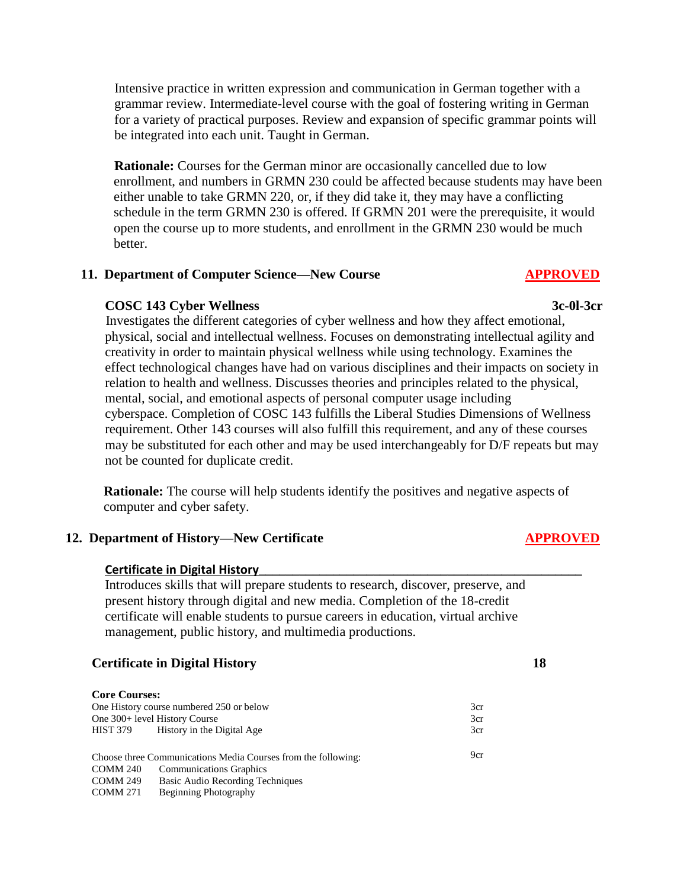Intensive practice in written expression and communication in German together with a grammar review. Intermediate-level course with the goal of fostering writing in German for a variety of practical purposes. Review and expansion of specific grammar points will be integrated into each unit. Taught in German.

**Rationale:** Courses for the German minor are occasionally cancelled due to low enrollment, and numbers in GRMN 230 could be affected because students may have been either unable to take GRMN 220, or, if they did take it, they may have a conflicting schedule in the term GRMN 230 is offered. If GRMN 201 were the prerequisite, it would open the course up to more students, and enrollment in the GRMN 230 would be much better.

### 11. Department of Computer Science—New Course — APPROVED

**COSC 143 Cyber Wellness** **3c-0l-3cr**

Investigates the different categories of cyber wellness and how they affect emotional, physical, social and intellectual wellness. Focuses on demonstrating intellectual agility and creativity in order to maintain physical wellness while using technology. Examines the effect technological changes have had on various disciplines and their impacts on society in relation to health and wellness. Discusses theories and principles related to the physical, mental, social, and emotional aspects of personal computer usage including cyberspace. Completion of COSC 143 fulfills the Liberal Studies Dimensions of Wellness requirement. Other 143 courses will also fulfill this requirement, and any of these courses may be substituted for each other and may be used interchangeably for D/F repeats but may not be counted for duplicate credit.

**Rationale:** The course will help students identify the positives and negative aspects of computer and cyber safety.

### 12. Department of History—New Certificate — APPROVED

**Certificate in Digital History**

Introduces skills that will prepare students to research, discover, preserve, and present history through digital and new media. Completion of the 18-credit certificate will enable students to pursue careers in education, virtual archive management, public history, and multimedia productions.

**Certificate in Digital History** **18**

**Core Courses:**

| | | |
|---|---|---|
| One History course numbered 250 or below | | 3cr |
| One 300+ level History Course | | 3cr |
| HIST 379 | History in the Digital Age | 3cr |
| Choose three Communications Media Courses from the following: | | 9cr |
| COMM 240 | Communications Graphics | |
| COMM 249 | Basic Audio Recording Techniques | |
| COMM 271 | Beginning Photography | |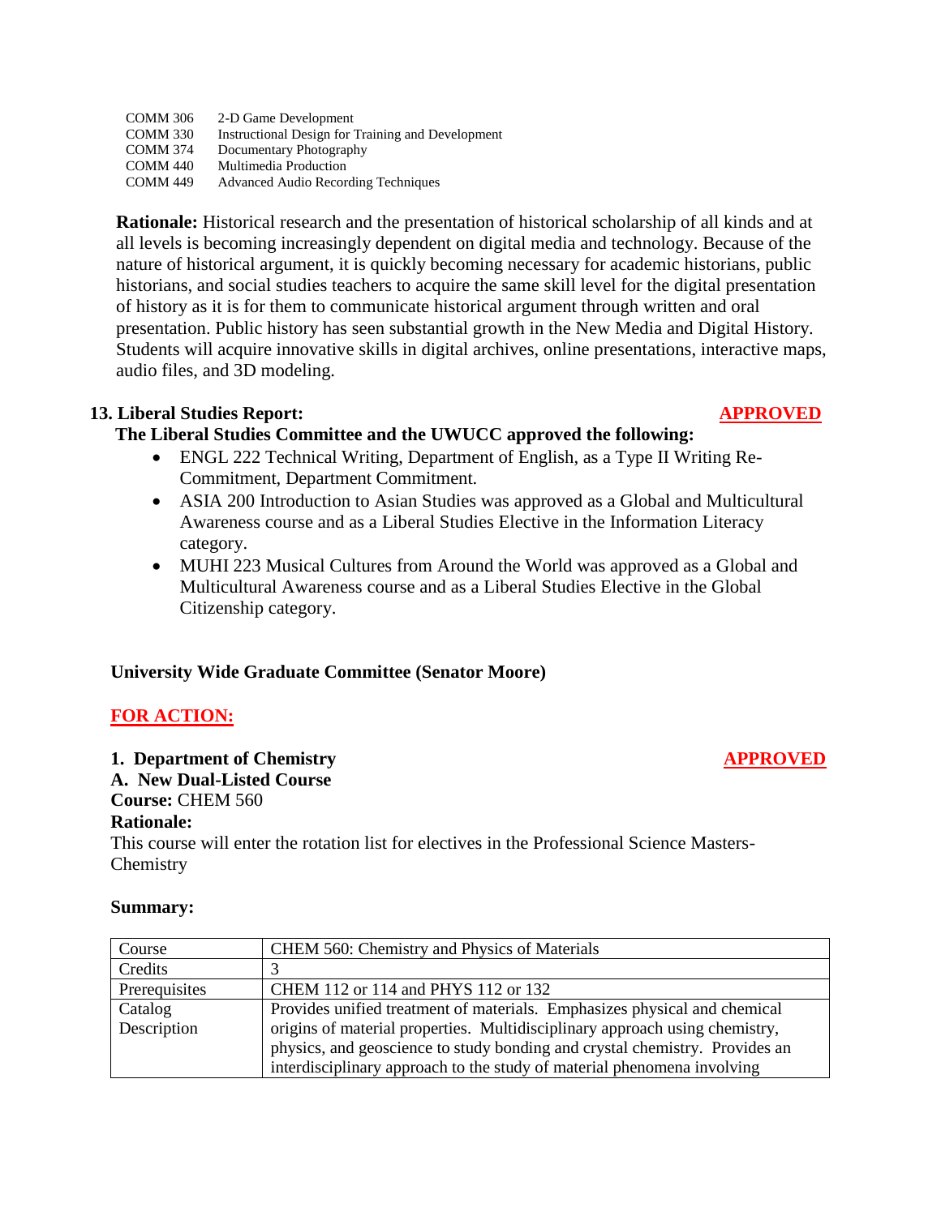| | |
|---|---|
| COMM 306 | 2-D Game Development |
| COMM 330 | Instructional Design for Training and Development |
| COMM 374 | Documentary Photography |
| COMM 440 | Multimedia Production |
| COMM 449 | Advanced Audio Recording Techniques |

**Rationale:** Historical research and the presentation of historical scholarship of all kinds and at all levels is becoming increasingly dependent on digital media and technology. Because of the nature of historical argument, it is quickly becoming necessary for academic historians, public historians, and social studies teachers to acquire the same skill level for the digital presentation of history as it is for them to communicate historical argument through written and oral presentation. Public history has seen substantial growth in the New Media and Digital History. Students will acquire innovative skills in digital archives, online presentations, interactive maps, audio files, and 3D modeling.

**13. Liberal Studies Report:** **APPROVED**

**The Liberal Studies Committee and the UWUCC approved the following:**

- ENGL 222 Technical Writing, Department of English, as a Type II Writing Re-Commitment, Department Commitment.
- ASIA 200 Introduction to Asian Studies was approved as a Global and Multicultural Awareness course and as a Liberal Studies Elective in the Information Literacy category.
- MUHI 223 Musical Cultures from Around the World was approved as a Global and Multicultural Awareness course and as a Liberal Studies Elective in the Global Citizenship category.

**University Wide Graduate Committee (Senator Moore)**

**FOR ACTION:**

**1. Department of Chemistry** **APPROVED**

**A. New Dual-Listed Course**

**Course:** CHEM 560

**Rationale:**

This course will enter the rotation list for electives in the Professional Science Masters-Chemistry

**Summary:**

| Course | CHEM 560: Chemistry and Physics of Materials |
|---|---|
| Credits | 3 |
| Prerequisites | CHEM 112 or 114 and PHYS 112 or 132 |
| Catalog Description | Provides unified treatment of materials. Emphasizes physical and chemical origins of material properties. Multidisciplinary approach using chemistry, physics, and geoscience to study bonding and crystal chemistry. Provides an interdisciplinary approach to the study of material phenomena involving |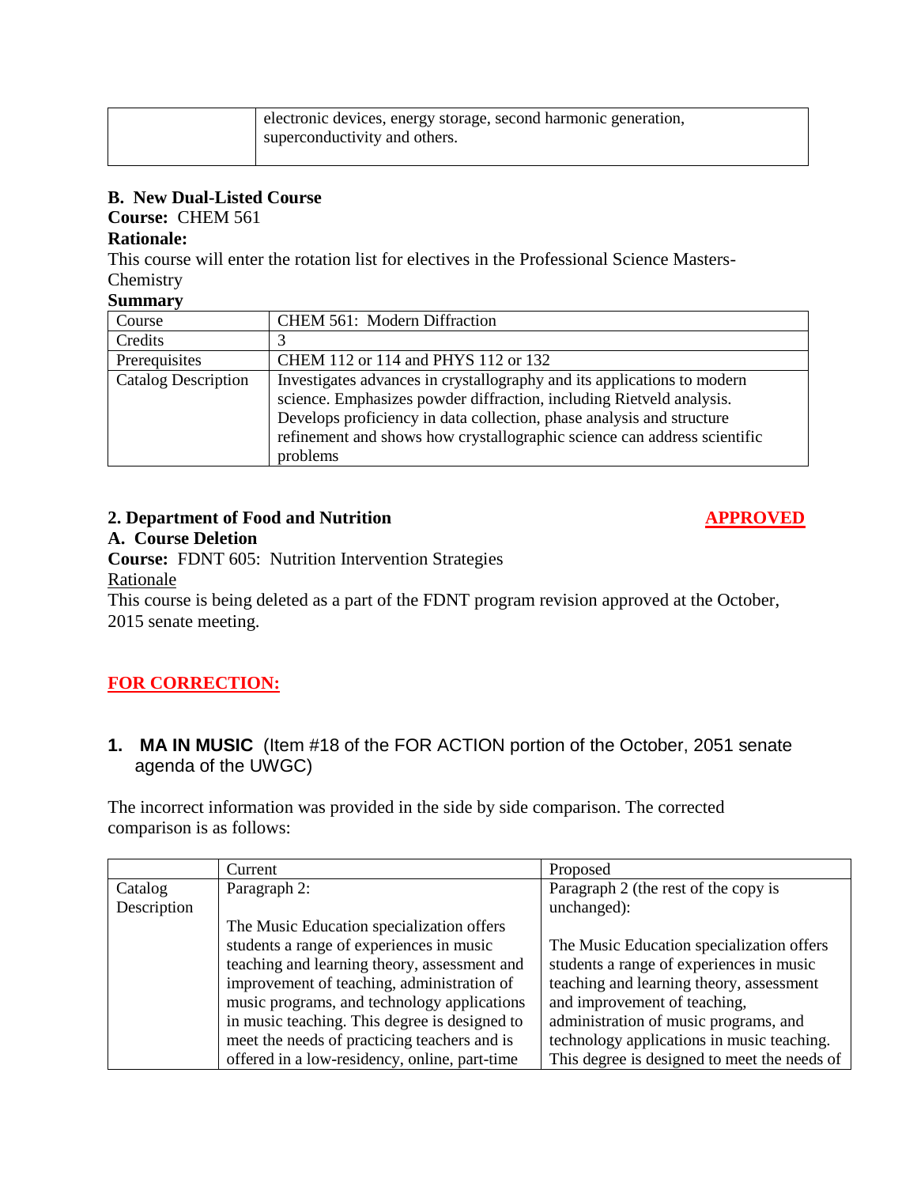| | electronic devices, energy storage, second harmonic generation, superconductivity and others. |
|---|---|

**B. New Dual-Listed Course**
**Course:** CHEM 561
**Rationale:**
This course will enter the rotation list for electives in the Professional Science Masters-Chemistry
**Summary**

| Course | CHEM 561: Modern Diffraction |
|---|---|
| Credits | 3 |
| Prerequisites | CHEM 112 or 114 and PHYS 112 or 132 |
| Catalog Description | Investigates advances in crystallography and its applications to modern science. Emphasizes powder diffraction, including Rietveld analysis. Develops proficiency in data collection, phase analysis and structure refinement and shows how crystallographic science can address scientific problems |

**2. Department of Food and Nutrition** **APPROVED**

**A. Course Deletion**
**Course:** FDNT 605: Nutrition Intervention Strategies
Rationale
This course is being deleted as a part of the FDNT program revision approved at the October, 2015 senate meeting.

**FOR CORRECTION:**

1. **MA IN MUSIC** (Item #18 of the FOR ACTION portion of the October, 2051 senate agenda of the UWGC)

The incorrect information was provided in the side by side comparison. The corrected comparison is as follows:

| | Current | Proposed |
|---|---|---|
| Catalog Description | Paragraph 2:<br><br>The Music Education specialization offers students a range of experiences in music teaching and learning theory, assessment and improvement of teaching, administration of music programs, and technology applications in music teaching. This degree is designed to meet the needs of practicing teachers and is offered in a low-residency, online, part-time | Paragraph 2 (the rest of the copy is unchanged):<br><br>The Music Education specialization offers students a range of experiences in music teaching and learning theory, assessment and improvement of teaching, administration of music programs, and technology applications in music teaching. This degree is designed to meet the needs of |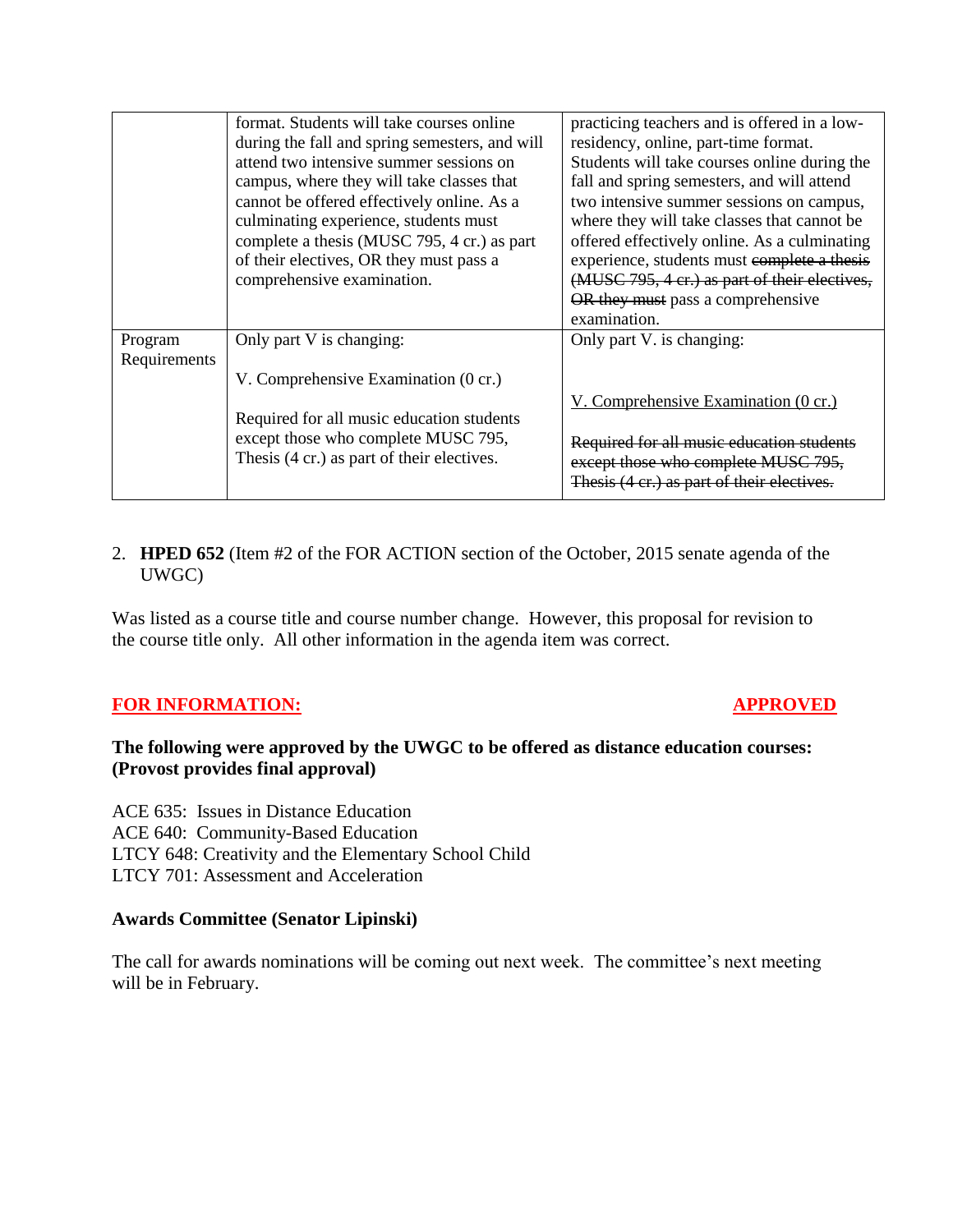| | | |
|---|---|---|
| | format. Students will take courses online during the fall and spring semesters, and will attend two intensive summer sessions on campus, where they will take classes that cannot be offered effectively online. As a culminating experience, students must complete a thesis (MUSC 795, 4 cr.) as part of their electives, OR they must pass a comprehensive examination. | practicing teachers and is offered in a low-residency, online, part-time format. Students will take courses online during the fall and spring semesters, and will attend two intensive summer sessions on campus, where they will take classes that cannot be offered effectively online. As a culminating experience, students must ~~complete a thesis (MUSC 795, 4 cr.) as part of their electives, OR they must~~ pass a comprehensive examination. |
| Program Requirements | Only part V is changing:<br><br>V. Comprehensive Examination (0 cr.)<br><br>Required for all music education students except those who complete MUSC 795, Thesis (4 cr.) as part of their electives. | Only part V. is changing:<br><br>V. Comprehensive Examination (0 cr.)<br><br>~~Required for all music education students except those who complete MUSC 795, Thesis (4 cr.) as part of their electives.~~ |

2. **HPED 652** (Item #2 of the FOR ACTION section of the October, 2015 senate agenda of the UWGC)

Was listed as a course title and course number change. However, this proposal for revision to the course title only. All other information in the agenda item was correct.

**FOR INFORMATION:** **APPROVED**

**The following were approved by the UWGC to be offered as distance education courses: (Provost provides final approval)**

ACE 635: Issues in Distance Education
ACE 640: Community-Based Education
LTCY 648: Creativity and the Elementary School Child
LTCY 701: Assessment and Acceleration

**Awards Committee (Senator Lipinski)**

The call for awards nominations will be coming out next week. The committee's next meeting will be in February.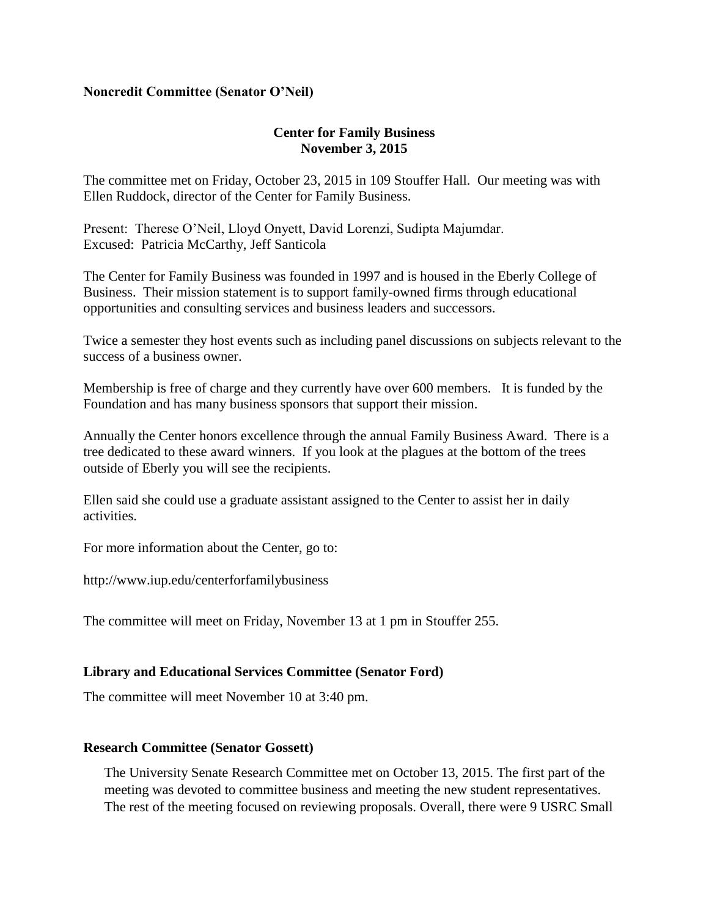**Noncredit Committee (Senator O'Neil)**

**Center for Family Business**
**November 3, 2015**

The committee met on Friday, October 23, 2015 in 109 Stouffer Hall. Our meeting was with Ellen Ruddock, director of the Center for Family Business.

Present: Therese O'Neil, Lloyd Onyett, David Lorenzi, Sudipta Majumdar.
Excused: Patricia McCarthy, Jeff Santicola

The Center for Family Business was founded in 1997 and is housed in the Eberly College of Business. Their mission statement is to support family-owned firms through educational opportunities and consulting services and business leaders and successors.

Twice a semester they host events such as including panel discussions on subjects relevant to the success of a business owner.

Membership is free of charge and they currently have over 600 members. It is funded by the Foundation and has many business sponsors that support their mission.

Annually the Center honors excellence through the annual Family Business Award. There is a tree dedicated to these award winners. If you look at the plagues at the bottom of the trees outside of Eberly you will see the recipients.

Ellen said she could use a graduate assistant assigned to the Center to assist her in daily activities.

For more information about the Center, go to:

http://www.iup.edu/centerforfamilybusiness

The committee will meet on Friday, November 13 at 1 pm in Stouffer 255.

**Library and Educational Services Committee (Senator Ford)**

The committee will meet November 10 at 3:40 pm.

**Research Committee (Senator Gossett)**

The University Senate Research Committee met on October 13, 2015. The first part of the meeting was devoted to committee business and meeting the new student representatives. The rest of the meeting focused on reviewing proposals. Overall, there were 9 USRC Small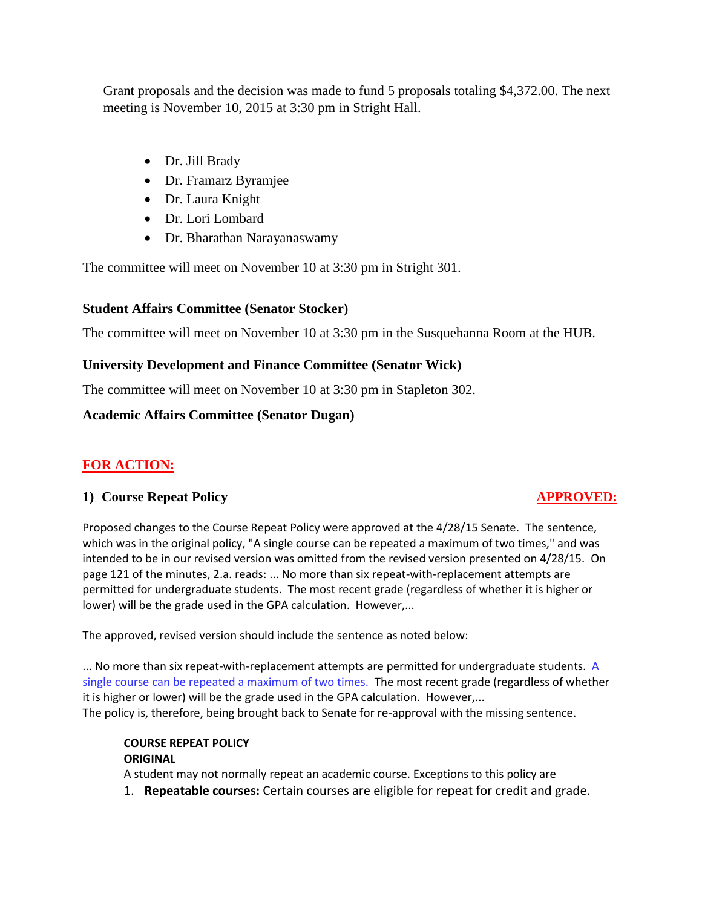Grant proposals and the decision was made to fund 5 proposals totaling $4,372.00. The next meeting is November 10, 2015 at 3:30 pm in Stright Hall.

- Dr. Jill Brady
- Dr. Framarz Byramjee
- Dr. Laura Knight
- Dr. Lori Lombard
- Dr. Bharathan Narayanaswamy

The committee will meet on November 10 at 3:30 pm in Stright 301.

### Student Affairs Committee (Senator Stocker)

The committee will meet on November 10 at 3:30 pm in the Susquehanna Room at the HUB.

### University Development and Finance Committee (Senator Wick)

The committee will meet on November 10 at 3:30 pm in Stapleton 302.

### Academic Affairs Committee (Senator Dugan)

## FOR ACTION:

### 1) Course Repeat Policy — APPROVED:

Proposed changes to the Course Repeat Policy were approved at the 4/28/15 Senate. The sentence, which was in the original policy, "A single course can be repeated a maximum of two times," and was intended to be in our revised version was omitted from the revised version presented on 4/28/15. On page 121 of the minutes, 2.a. reads: ... No more than six repeat-with-replacement attempts are permitted for undergraduate students. The most recent grade (regardless of whether it is higher or lower) will be the grade used in the GPA calculation. However,...

The approved, revised version should include the sentence as noted below:

... No more than six repeat-with-replacement attempts are permitted for undergraduate students. A single course can be repeated a maximum of two times. The most recent grade (regardless of whether it is higher or lower) will be the grade used in the GPA calculation. However,...
The policy is, therefore, being brought back to Senate for re-approval with the missing sentence.

**COURSE REPEAT POLICY**
**ORIGINAL**
A student may not normally repeat an academic course. Exceptions to this policy are

1. **Repeatable courses:** Certain courses are eligible for repeat for credit and grade.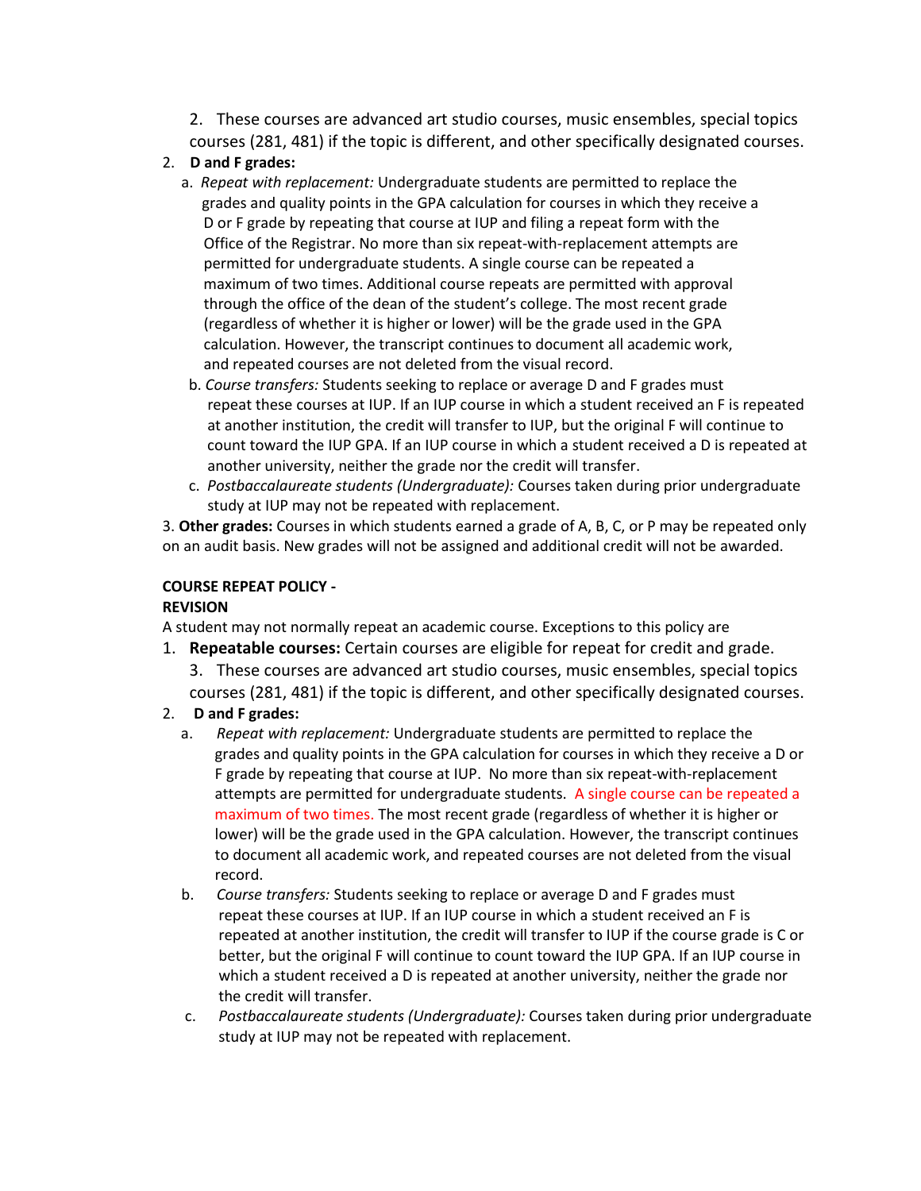2. These courses are advanced art studio courses, music ensembles, special topics courses (281, 481) if the topic is different, and other specifically designated courses.

2. **D and F grades:**
   a. *Repeat with replacement:* Undergraduate students are permitted to replace the grades and quality points in the GPA calculation for courses in which they receive a D or F grade by repeating that course at IUP and filing a repeat form with the Office of the Registrar. No more than six repeat-with-replacement attempts are permitted for undergraduate students. A single course can be repeated a maximum of two times. Additional course repeats are permitted with approval through the office of the dean of the student's college. The most recent grade (regardless of whether it is higher or lower) will be the grade used in the GPA calculation. However, the transcript continues to document all academic work, and repeated courses are not deleted from the visual record.
   b. *Course transfers:* Students seeking to replace or average D and F grades must repeat these courses at IUP. If an IUP course in which a student received an F is repeated at another institution, the credit will transfer to IUP, but the original F will continue to count toward the IUP GPA. If an IUP course in which a student received a D is repeated at another university, neither the grade nor the credit will transfer.
   c. *Postbaccalaureate students (Undergraduate):* Courses taken during prior undergraduate study at IUP may not be repeated with replacement.

3. **Other grades:** Courses in which students earned a grade of A, B, C, or P may be repeated only on an audit basis. New grades will not be assigned and additional credit will not be awarded.

**COURSE REPEAT POLICY - REVISION**

A student may not normally repeat an academic course. Exceptions to this policy are

1. **Repeatable courses:** Certain courses are eligible for repeat for credit and grade.
   3. These courses are advanced art studio courses, music ensembles, special topics courses (281, 481) if the topic is different, and other specifically designated courses.
2. **D and F grades:**
   a. *Repeat with replacement:* Undergraduate students are permitted to replace the grades and quality points in the GPA calculation for courses in which they receive a D or F grade by repeating that course at IUP. No more than six repeat-with-replacement attempts are permitted for undergraduate students. A single course can be repeated a maximum of two times. The most recent grade (regardless of whether it is higher or lower) will be the grade used in the GPA calculation. However, the transcript continues to document all academic work, and repeated courses are not deleted from the visual record.
   b. *Course transfers:* Students seeking to replace or average D and F grades must repeat these courses at IUP. If an IUP course in which a student received an F is repeated at another institution, the credit will transfer to IUP if the course grade is C or better, but the original F will continue to count toward the IUP GPA. If an IUP course in which a student received a D is repeated at another university, neither the grade nor the credit will transfer.
   c. *Postbaccalaureate students (Undergraduate):* Courses taken during prior undergraduate study at IUP may not be repeated with replacement.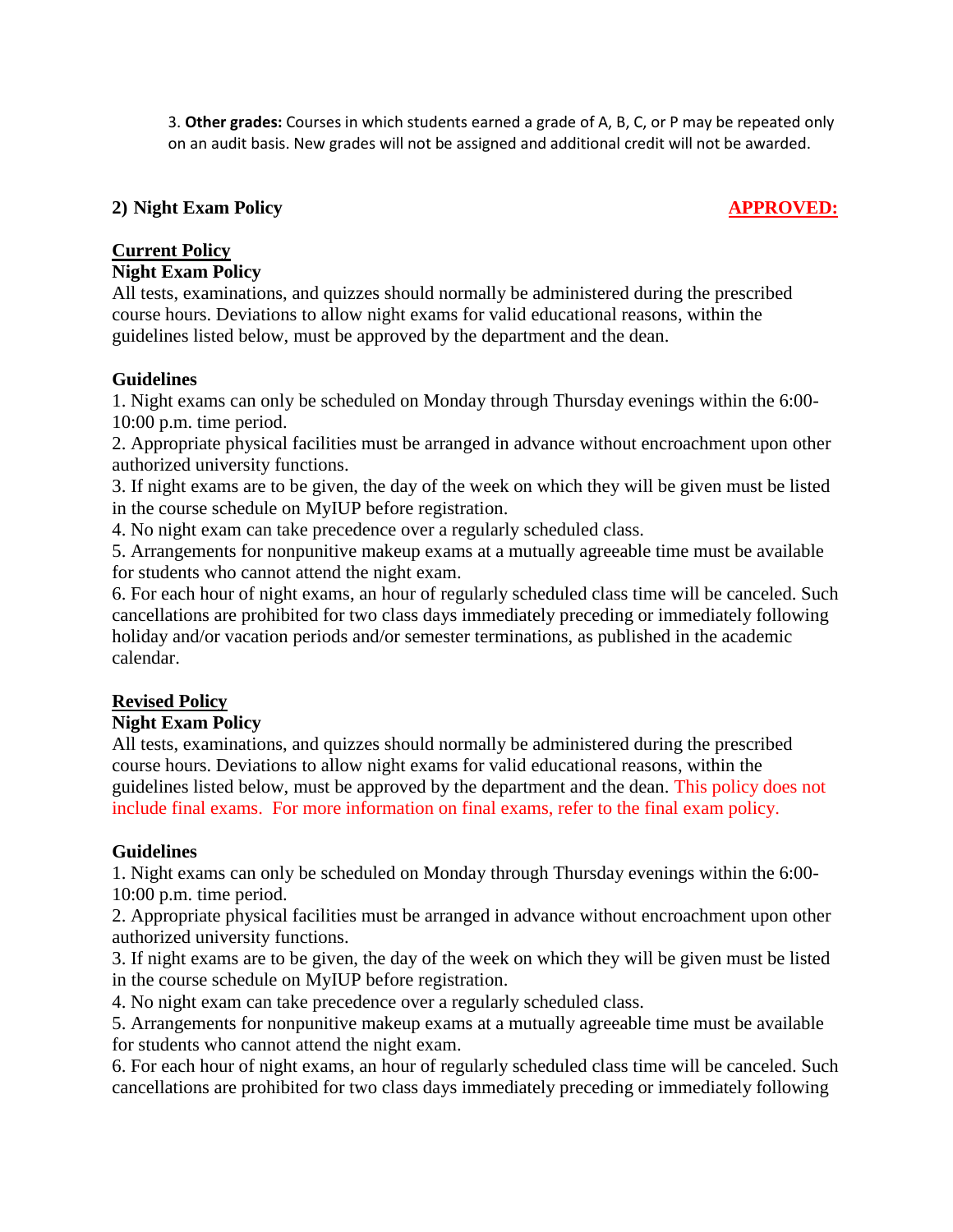3. **Other grades:** Courses in which students earned a grade of A, B, C, or P may be repeated only on an audit basis. New grades will not be assigned and additional credit will not be awarded.

## 2) Night Exam Policy

**APPROVED:**

**Current Policy**

**Night Exam Policy**

All tests, examinations, and quizzes should normally be administered during the prescribed course hours. Deviations to allow night exams for valid educational reasons, within the guidelines listed below, must be approved by the department and the dean.

**Guidelines**

1. Night exams can only be scheduled on Monday through Thursday evenings within the 6:00-10:00 p.m. time period.
2. Appropriate physical facilities must be arranged in advance without encroachment upon other authorized university functions.
3. If night exams are to be given, the day of the week on which they will be given must be listed in the course schedule on MyIUP before registration.
4. No night exam can take precedence over a regularly scheduled class.
5. Arrangements for nonpunitive makeup exams at a mutually agreeable time must be available for students who cannot attend the night exam.
6. For each hour of night exams, an hour of regularly scheduled class time will be canceled. Such cancellations are prohibited for two class days immediately preceding or immediately following holiday and/or vacation periods and/or semester terminations, as published in the academic calendar.

**Revised Policy**

**Night Exam Policy**

All tests, examinations, and quizzes should normally be administered during the prescribed course hours. Deviations to allow night exams for valid educational reasons, within the guidelines listed below, must be approved by the department and the dean. This policy does not include final exams. For more information on final exams, refer to the final exam policy.

**Guidelines**

1. Night exams can only be scheduled on Monday through Thursday evenings within the 6:00-10:00 p.m. time period.
2. Appropriate physical facilities must be arranged in advance without encroachment upon other authorized university functions.
3. If night exams are to be given, the day of the week on which they will be given must be listed in the course schedule on MyIUP before registration.
4. No night exam can take precedence over a regularly scheduled class.
5. Arrangements for nonpunitive makeup exams at a mutually agreeable time must be available for students who cannot attend the night exam.
6. For each hour of night exams, an hour of regularly scheduled class time will be canceled. Such cancellations are prohibited for two class days immediately preceding or immediately following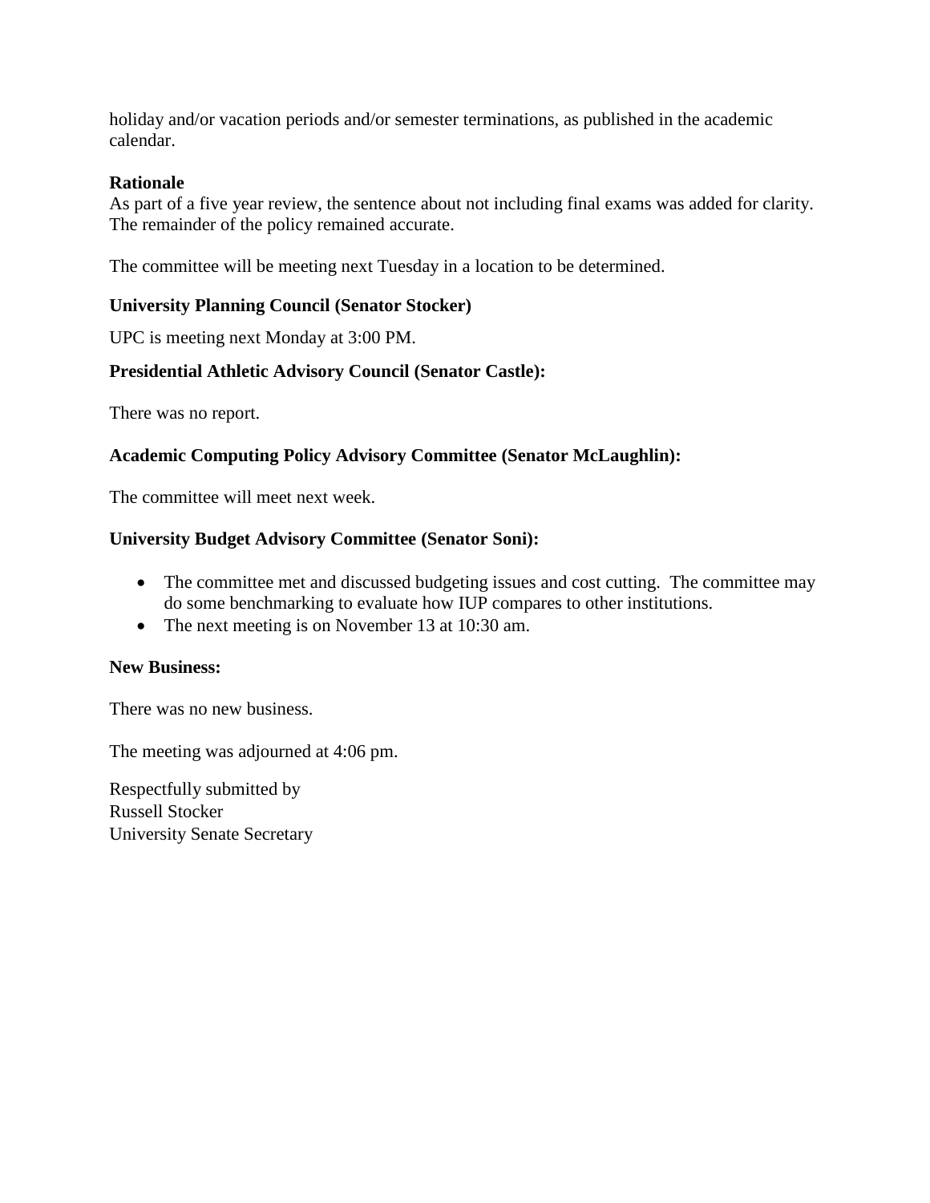holiday and/or vacation periods and/or semester terminations, as published in the academic calendar.

**Rationale**
As part of a five year review, the sentence about not including final exams was added for clarity. The remainder of the policy remained accurate.

The committee will be meeting next Tuesday in a location to be determined.

**University Planning Council (Senator Stocker)**

UPC is meeting next Monday at 3:00 PM.

**Presidential Athletic Advisory Council (Senator Castle):**

There was no report.

**Academic Computing Policy Advisory Committee (Senator McLaughlin):**

The committee will meet next week.

**University Budget Advisory Committee (Senator Soni):**

- The committee met and discussed budgeting issues and cost cutting. The committee may do some benchmarking to evaluate how IUP compares to other institutions.
- The next meeting is on November 13 at 10:30 am.

**New Business:**

There was no new business.

The meeting was adjourned at 4:06 pm.

Respectfully submitted by
Russell Stocker
University Senate Secretary